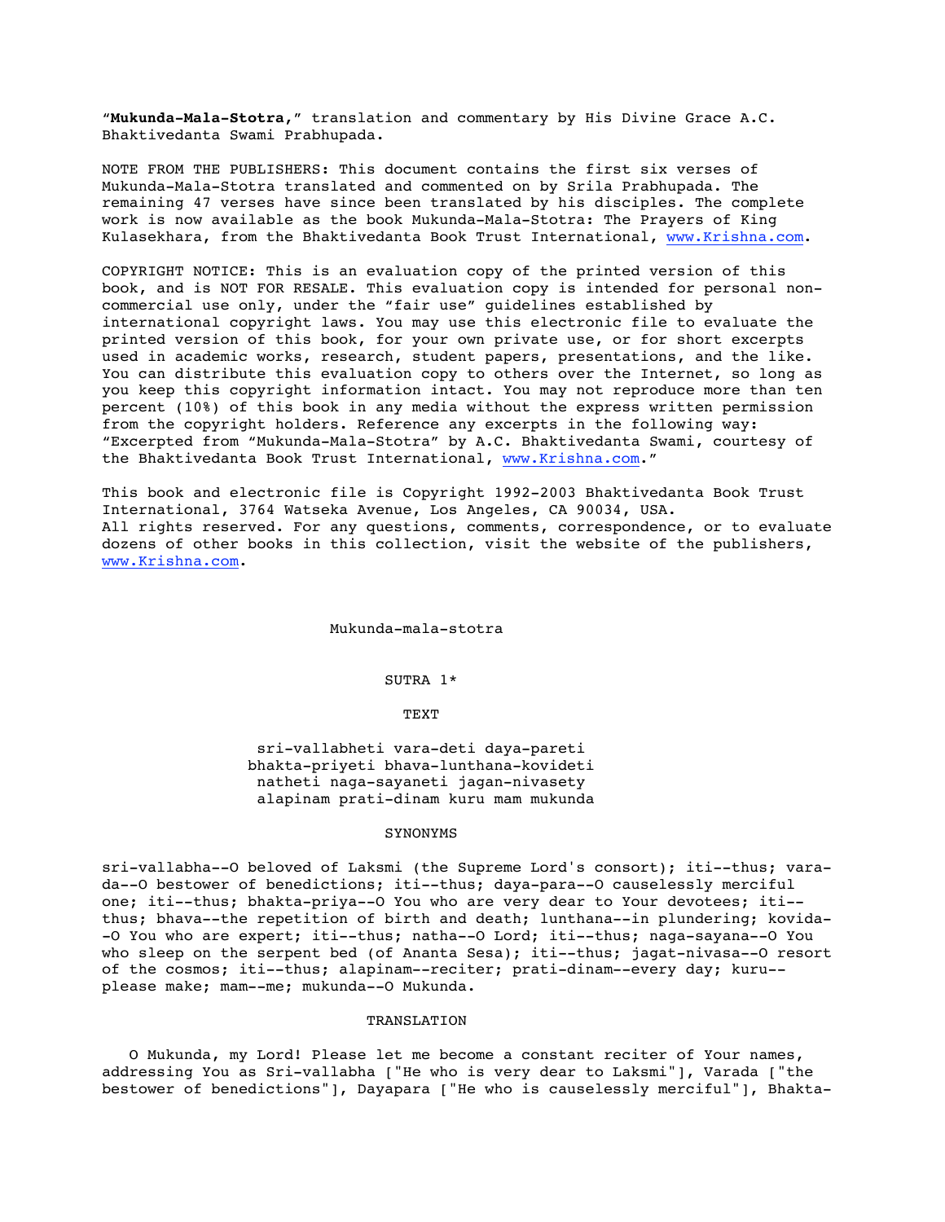"**Mukunda-Mala-Stotra,**" translation and commentary by His Divine Grace A.C. Bhaktivedanta Swami Prabhupada.

NOTE FROM THE PUBLISHERS: This document contains the first six verses of Mukunda-Mala-Stotra translated and commented on by Srila Prabhupada. The remaining 47 verses have since been translated by his disciples. The complete work is now available as the book Mukunda-Mala-Stotra: The Prayers of King Kulasekhara, from the Bhaktivedanta Book Trust International, www.Krishna.com.

COPYRIGHT NOTICE: This is an evaluation copy of the printed version of this book, and is NOT FOR RESALE. This evaluation copy is intended for personal non-commercial use only, under the "fair use" guidelines established by international copyright laws. You may use this electronic file to evaluate the printed version of this book, for your own private use, or for short excerpts used in academic works, research, student papers, presentations, and the like. You can distribute this evaluation copy to others over the Internet, so long as you keep this copyright information intact. You may not reproduce more than ten percent (10%) of this book in any media without the express written permission from the copyright holders. Reference any excerpts in the following way: "Excerpted from "Mukunda-Mala-Stotra" by A.C. Bhaktivedanta Swami, courtesy of the Bhaktivedanta Book Trust International, www.Krishna.com."

This book and electronic file is Copyright 1992-2003 Bhaktivedanta Book Trust International, 3764 Watseka Avenue, Los Angeles, CA 90034, USA.
All rights reserved. For any questions, comments, correspondence, or to evaluate dozens of other books in this collection, visit the website of the publishers, www.Krishna.com.

# Mukunda-mala-stotra

## SUTRA 1*

### TEXT

sri-vallabheti vara-deti daya-pareti
bhakta-priyeti bhava-lunthana-kovideti
natheti naga-sayaneti jagan-nivasety
alapinam prati-dinam kuru mam mukunda

### SYNONYMS

sri-vallabha--O beloved of Laksmi (the Supreme Lord's consort); iti--thus; vara-da--O bestower of benedictions; iti--thus; daya-para--O causelessly merciful one; iti--thus; bhakta-priya--O You who are very dear to Your devotees; iti--thus; bhava--the repetition of birth and death; lunthana--in plundering; kovida--O You who are expert; iti--thus; natha--O Lord; iti--thus; naga-sayana--O You who sleep on the serpent bed (of Ananta Sesa); iti--thus; jagat-nivasa--O resort of the cosmos; iti--thus; alapinam--reciter; prati-dinam--every day; kuru--please make; mam--me; mukunda--O Mukunda.

### TRANSLATION

O Mukunda, my Lord! Please let me become a constant reciter of Your names, addressing You as Sri-vallabha ["He who is very dear to Laksmi"], Varada ["the bestower of benedictions"], Dayapara ["He who is causelessly merciful"], Bhakta-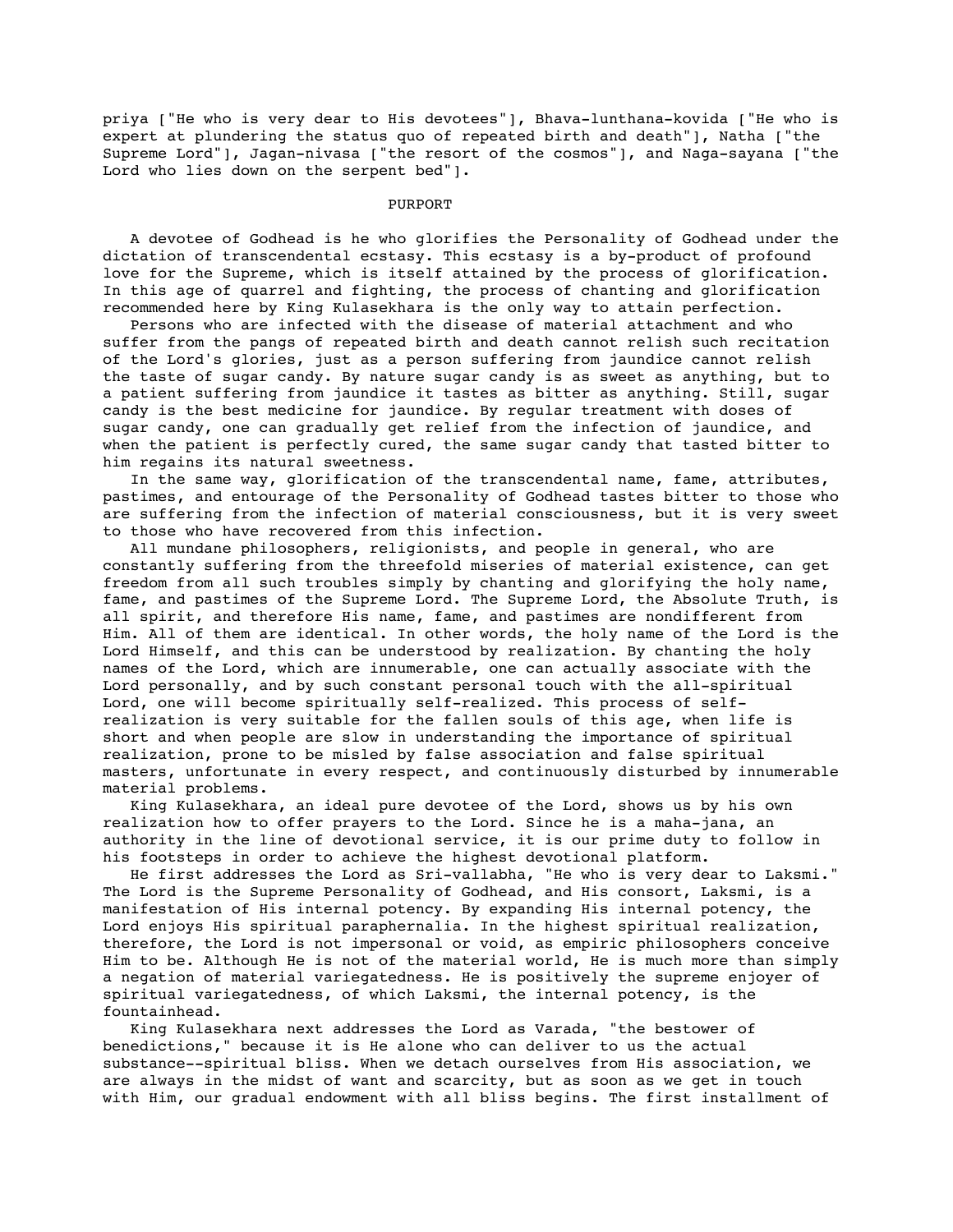priya ["He who is very dear to His devotees"], Bhava-lunthana-kovida ["He who is expert at plundering the status quo of repeated birth and death"], Natha ["the Supreme Lord"], Jagan-nivasa ["the resort of the cosmos"], and Naga-sayana ["the Lord who lies down on the serpent bed"].

## PURPORT

A devotee of Godhead is he who glorifies the Personality of Godhead under the dictation of transcendental ecstasy. This ecstasy is a by-product of profound love for the Supreme, which is itself attained by the process of glorification. In this age of quarrel and fighting, the process of chanting and glorification recommended here by King Kulasekhara is the only way to attain perfection.

Persons who are infected with the disease of material attachment and who suffer from the pangs of repeated birth and death cannot relish such recitation of the Lord's glories, just as a person suffering from jaundice cannot relish the taste of sugar candy. By nature sugar candy is as sweet as anything, but to a patient suffering from jaundice it tastes as bitter as anything. Still, sugar candy is the best medicine for jaundice. By regular treatment with doses of sugar candy, one can gradually get relief from the infection of jaundice, and when the patient is perfectly cured, the same sugar candy that tasted bitter to him regains its natural sweetness.

In the same way, glorification of the transcendental name, fame, attributes, pastimes, and entourage of the Personality of Godhead tastes bitter to those who are suffering from the infection of material consciousness, but it is very sweet to those who have recovered from this infection.

All mundane philosophers, religionists, and people in general, who are constantly suffering from the threefold miseries of material existence, can get freedom from all such troubles simply by chanting and glorifying the holy name, fame, and pastimes of the Supreme Lord. The Supreme Lord, the Absolute Truth, is all spirit, and therefore His name, fame, and pastimes are nondifferent from Him. All of them are identical. In other words, the holy name of the Lord is the Lord Himself, and this can be understood by realization. By chanting the holy names of the Lord, which are innumerable, one can actually associate with the Lord personally, and by such constant personal touch with the all-spiritual Lord, one will become spiritually self-realized. This process of self-realization is very suitable for the fallen souls of this age, when life is short and when people are slow in understanding the importance of spiritual realization, prone to be misled by false association and false spiritual masters, unfortunate in every respect, and continuously disturbed by innumerable material problems.

King Kulasekhara, an ideal pure devotee of the Lord, shows us by his own realization how to offer prayers to the Lord. Since he is a maha-jana, an authority in the line of devotional service, it is our prime duty to follow in his footsteps in order to achieve the highest devotional platform.

He first addresses the Lord as Sri-vallabha, "He who is very dear to Laksmi." The Lord is the Supreme Personality of Godhead, and His consort, Laksmi, is a manifestation of His internal potency. By expanding His internal potency, the Lord enjoys His spiritual paraphernalia. In the highest spiritual realization, therefore, the Lord is not impersonal or void, as empiric philosophers conceive Him to be. Although He is not of the material world, He is much more than simply a negation of material variegatedness. He is positively the supreme enjoyer of spiritual variegatedness, of which Laksmi, the internal potency, is the fountainhead.

King Kulasekhara next addresses the Lord as Varada, "the bestower of benedictions," because it is He alone who can deliver to us the actual substance--spiritual bliss. When we detach ourselves from His association, we are always in the midst of want and scarcity, but as soon as we get in touch with Him, our gradual endowment with all bliss begins. The first installment of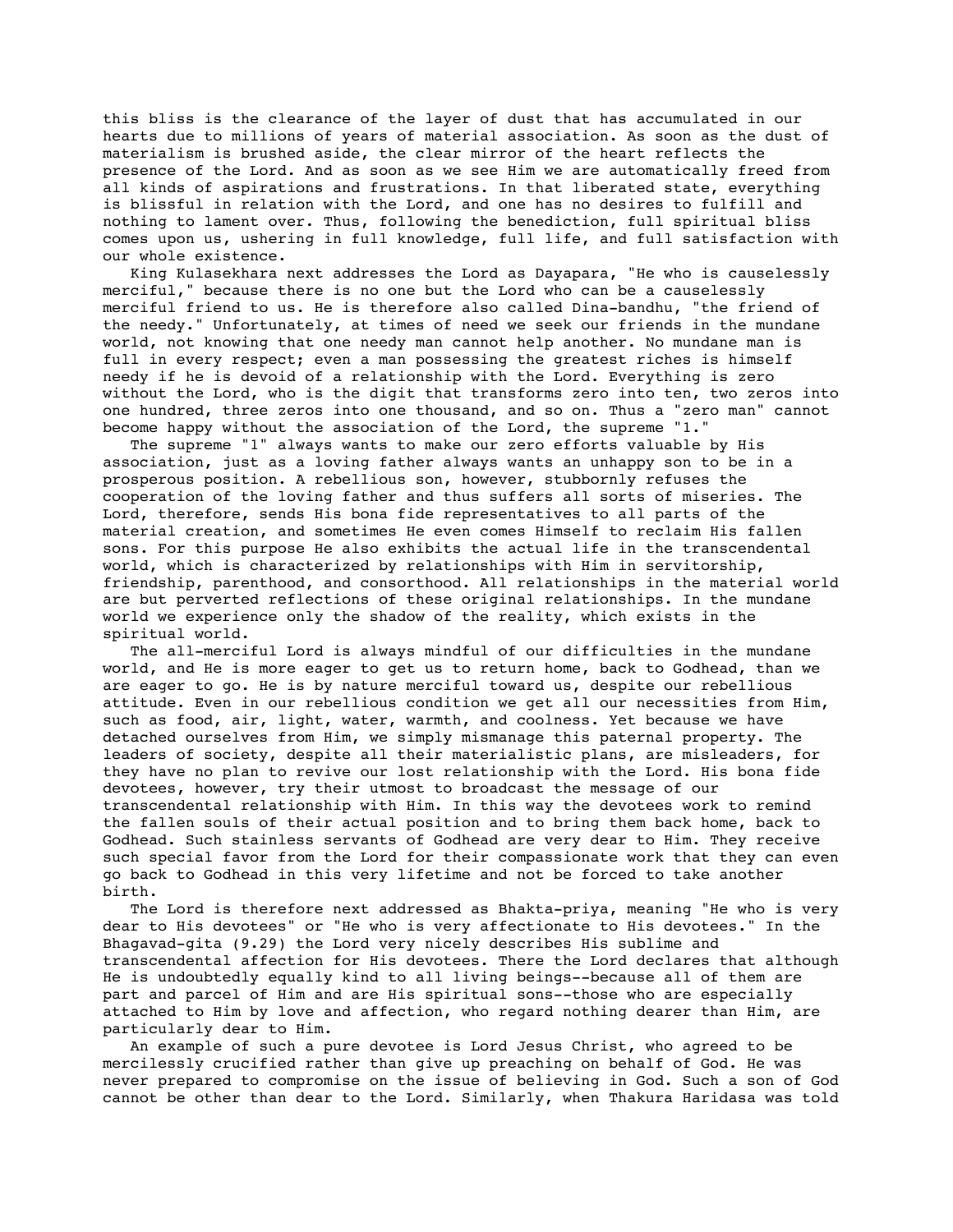this bliss is the clearance of the layer of dust that has accumulated in our hearts due to millions of years of material association. As soon as the dust of materialism is brushed aside, the clear mirror of the heart reflects the presence of the Lord. And as soon as we see Him we are automatically freed from all kinds of aspirations and frustrations. In that liberated state, everything is blissful in relation with the Lord, and one has no desires to fulfill and nothing to lament over. Thus, following the benediction, full spiritual bliss comes upon us, ushering in full knowledge, full life, and full satisfaction with our whole existence.

King Kulasekhara next addresses the Lord as Dayapara, "He who is causelessly merciful," because there is no one but the Lord who can be a causelessly merciful friend to us. He is therefore also called Dina-bandhu, "the friend of the needy." Unfortunately, at times of need we seek our friends in the mundane world, not knowing that one needy man cannot help another. No mundane man is full in every respect; even a man possessing the greatest riches is himself needy if he is devoid of a relationship with the Lord. Everything is zero without the Lord, who is the digit that transforms zero into ten, two zeros into one hundred, three zeros into one thousand, and so on. Thus a "zero man" cannot become happy without the association of the Lord, the supreme "1."

The supreme "1" always wants to make our zero efforts valuable by His association, just as a loving father always wants an unhappy son to be in a prosperous position. A rebellious son, however, stubbornly refuses the cooperation of the loving father and thus suffers all sorts of miseries. The Lord, therefore, sends His bona fide representatives to all parts of the material creation, and sometimes He even comes Himself to reclaim His fallen sons. For this purpose He also exhibits the actual life in the transcendental world, which is characterized by relationships with Him in servitorship, friendship, parenthood, and consorthood. All relationships in the material world are but perverted reflections of these original relationships. In the mundane world we experience only the shadow of the reality, which exists in the spiritual world.

The all-merciful Lord is always mindful of our difficulties in the mundane world, and He is more eager to get us to return home, back to Godhead, than we are eager to go. He is by nature merciful toward us, despite our rebellious attitude. Even in our rebellious condition we get all our necessities from Him, such as food, air, light, water, warmth, and coolness. Yet because we have detached ourselves from Him, we simply mismanage this paternal property. The leaders of society, despite all their materialistic plans, are misleaders, for they have no plan to revive our lost relationship with the Lord. His bona fide devotees, however, try their utmost to broadcast the message of our transcendental relationship with Him. In this way the devotees work to remind the fallen souls of their actual position and to bring them back home, back to Godhead. Such stainless servants of Godhead are very dear to Him. They receive such special favor from the Lord for their compassionate work that they can even go back to Godhead in this very lifetime and not be forced to take another birth.

The Lord is therefore next addressed as Bhakta-priya, meaning "He who is very dear to His devotees" or "He who is very affectionate to His devotees." In the Bhagavad-gita (9.29) the Lord very nicely describes His sublime and transcendental affection for His devotees. There the Lord declares that although He is undoubtedly equally kind to all living beings--because all of them are part and parcel of Him and are His spiritual sons--those who are especially attached to Him by love and affection, who regard nothing dearer than Him, are particularly dear to Him.

An example of such a pure devotee is Lord Jesus Christ, who agreed to be mercilessly crucified rather than give up preaching on behalf of God. He was never prepared to compromise on the issue of believing in God. Such a son of God cannot be other than dear to the Lord. Similarly, when Thakura Haridasa was told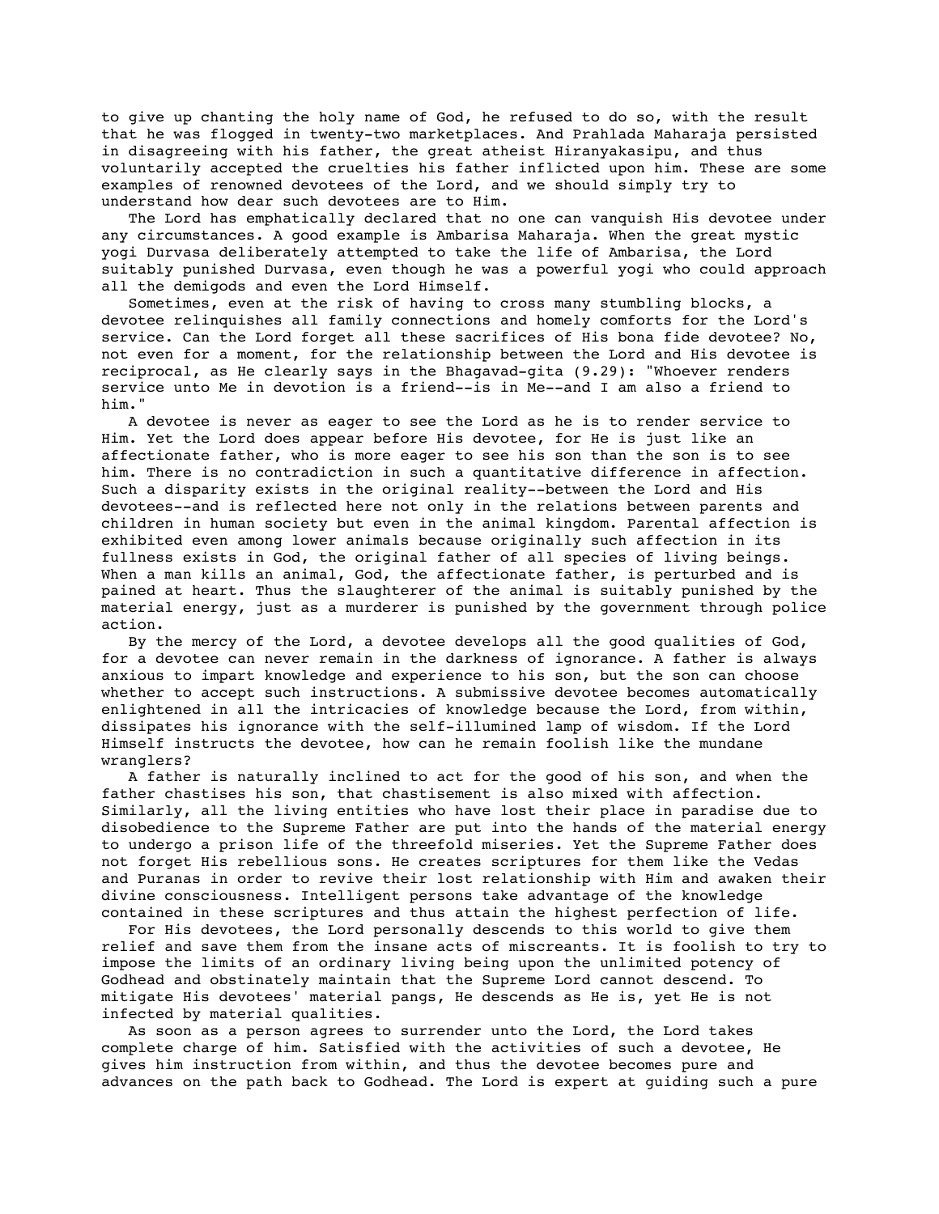to give up chanting the holy name of God, he refused to do so, with the result that he was flogged in twenty-two marketplaces. And Prahlada Maharaja persisted in disagreeing with his father, the great atheist Hiranyakasipu, and thus voluntarily accepted the cruelties his father inflicted upon him. These are some examples of renowned devotees of the Lord, and we should simply try to understand how dear such devotees are to Him.

The Lord has emphatically declared that no one can vanquish His devotee under any circumstances. A good example is Ambarisa Maharaja. When the great mystic yogi Durvasa deliberately attempted to take the life of Ambarisa, the Lord suitably punished Durvasa, even though he was a powerful yogi who could approach all the demigods and even the Lord Himself.

Sometimes, even at the risk of having to cross many stumbling blocks, a devotee relinquishes all family connections and homely comforts for the Lord's service. Can the Lord forget all these sacrifices of His bona fide devotee? No, not even for a moment, for the relationship between the Lord and His devotee is reciprocal, as He clearly says in the Bhagavad-gita (9.29): "Whoever renders service unto Me in devotion is a friend--is in Me--and I am also a friend to him."

A devotee is never as eager to see the Lord as he is to render service to Him. Yet the Lord does appear before His devotee, for He is just like an affectionate father, who is more eager to see his son than the son is to see him. There is no contradiction in such a quantitative difference in affection. Such a disparity exists in the original reality--between the Lord and His devotees--and is reflected here not only in the relations between parents and children in human society but even in the animal kingdom. Parental affection is exhibited even among lower animals because originally such affection in its fullness exists in God, the original father of all species of living beings. When a man kills an animal, God, the affectionate father, is perturbed and is pained at heart. Thus the slaughterer of the animal is suitably punished by the material energy, just as a murderer is punished by the government through police action.

By the mercy of the Lord, a devotee develops all the good qualities of God, for a devotee can never remain in the darkness of ignorance. A father is always anxious to impart knowledge and experience to his son, but the son can choose whether to accept such instructions. A submissive devotee becomes automatically enlightened in all the intricacies of knowledge because the Lord, from within, dissipates his ignorance with the self-illumined lamp of wisdom. If the Lord Himself instructs the devotee, how can he remain foolish like the mundane wranglers?

A father is naturally inclined to act for the good of his son, and when the father chastises his son, that chastisement is also mixed with affection. Similarly, all the living entities who have lost their place in paradise due to disobedience to the Supreme Father are put into the hands of the material energy to undergo a prison life of the threefold miseries. Yet the Supreme Father does not forget His rebellious sons. He creates scriptures for them like the Vedas and Puranas in order to revive their lost relationship with Him and awaken their divine consciousness. Intelligent persons take advantage of the knowledge contained in these scriptures and thus attain the highest perfection of life.

For His devotees, the Lord personally descends to this world to give them relief and save them from the insane acts of miscreants. It is foolish to try to impose the limits of an ordinary living being upon the unlimited potency of Godhead and obstinately maintain that the Supreme Lord cannot descend. To mitigate His devotees' material pangs, He descends as He is, yet He is not infected by material qualities.

As soon as a person agrees to surrender unto the Lord, the Lord takes complete charge of him. Satisfied with the activities of such a devotee, He gives him instruction from within, and thus the devotee becomes pure and advances on the path back to Godhead. The Lord is expert at guiding such a pure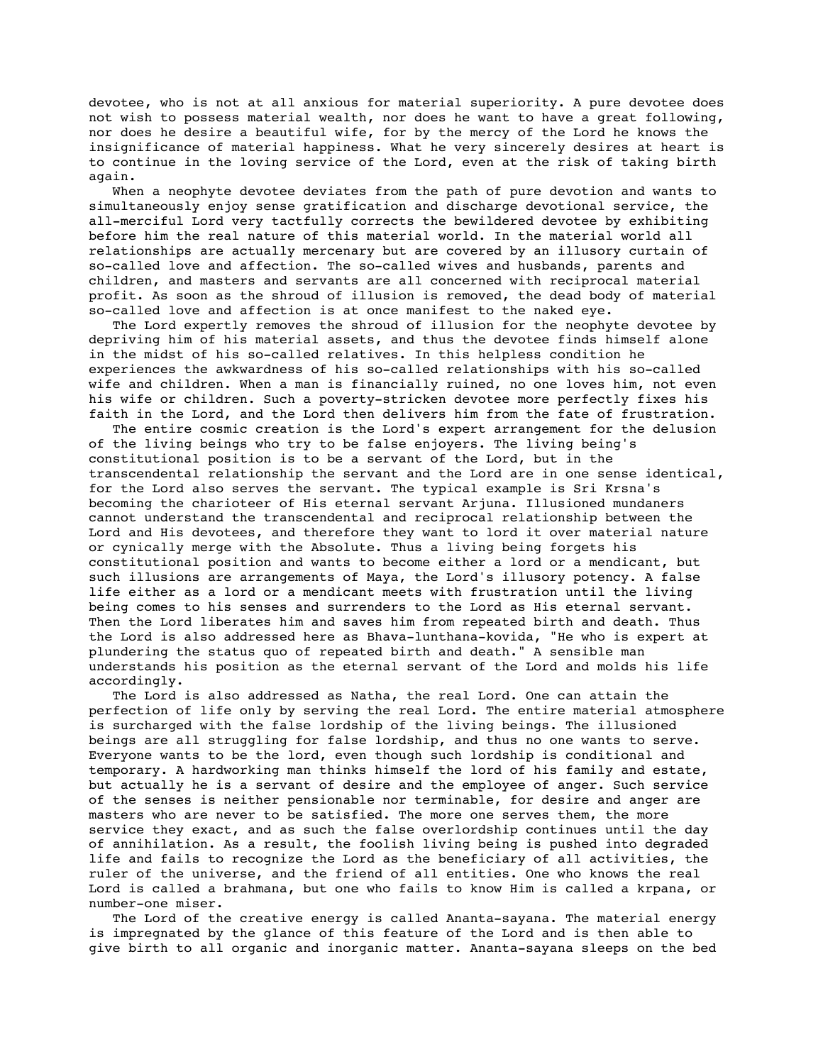devotee, who is not at all anxious for material superiority. A pure devotee does not wish to possess material wealth, nor does he want to have a great following, nor does he desire a beautiful wife, for by the mercy of the Lord he knows the insignificance of material happiness. What he very sincerely desires at heart is to continue in the loving service of the Lord, even at the risk of taking birth again.

When a neophyte devotee deviates from the path of pure devotion and wants to simultaneously enjoy sense gratification and discharge devotional service, the all-merciful Lord very tactfully corrects the bewildered devotee by exhibiting before him the real nature of this material world. In the material world all relationships are actually mercenary but are covered by an illusory curtain of so-called love and affection. The so-called wives and husbands, parents and children, and masters and servants are all concerned with reciprocal material profit. As soon as the shroud of illusion is removed, the dead body of material so-called love and affection is at once manifest to the naked eye.

The Lord expertly removes the shroud of illusion for the neophyte devotee by depriving him of his material assets, and thus the devotee finds himself alone in the midst of his so-called relatives. In this helpless condition he experiences the awkwardness of his so-called relationships with his so-called wife and children. When a man is financially ruined, no one loves him, not even his wife or children. Such a poverty-stricken devotee more perfectly fixes his faith in the Lord, and the Lord then delivers him from the fate of frustration.

The entire cosmic creation is the Lord's expert arrangement for the delusion of the living beings who try to be false enjoyers. The living being's constitutional position is to be a servant of the Lord, but in the transcendental relationship the servant and the Lord are in one sense identical, for the Lord also serves the servant. The typical example is Sri Krsna's becoming the charioteer of His eternal servant Arjuna. Illusioned mundaners cannot understand the transcendental and reciprocal relationship between the Lord and His devotees, and therefore they want to lord it over material nature or cynically merge with the Absolute. Thus a living being forgets his constitutional position and wants to become either a lord or a mendicant, but such illusions are arrangements of Maya, the Lord's illusory potency. A false life either as a lord or a mendicant meets with frustration until the living being comes to his senses and surrenders to the Lord as His eternal servant. Then the Lord liberates him and saves him from repeated birth and death. Thus the Lord is also addressed here as Bhava-lunthana-kovida, "He who is expert at plundering the status quo of repeated birth and death." A sensible man understands his position as the eternal servant of the Lord and molds his life accordingly.

The Lord is also addressed as Natha, the real Lord. One can attain the perfection of life only by serving the real Lord. The entire material atmosphere is surcharged with the false lordship of the living beings. The illusioned beings are all struggling for false lordship, and thus no one wants to serve. Everyone wants to be the lord, even though such lordship is conditional and temporary. A hardworking man thinks himself the lord of his family and estate, but actually he is a servant of desire and the employee of anger. Such service of the senses is neither pensionable nor terminable, for desire and anger are masters who are never to be satisfied. The more one serves them, the more service they exact, and as such the false overlordship continues until the day of annihilation. As a result, the foolish living being is pushed into degraded life and fails to recognize the Lord as the beneficiary of all activities, the ruler of the universe, and the friend of all entities. One who knows the real Lord is called a brahmana, but one who fails to know Him is called a krpana, or number-one miser.

The Lord of the creative energy is called Ananta-sayana. The material energy is impregnated by the glance of this feature of the Lord and is then able to give birth to all organic and inorganic matter. Ananta-sayana sleeps on the bed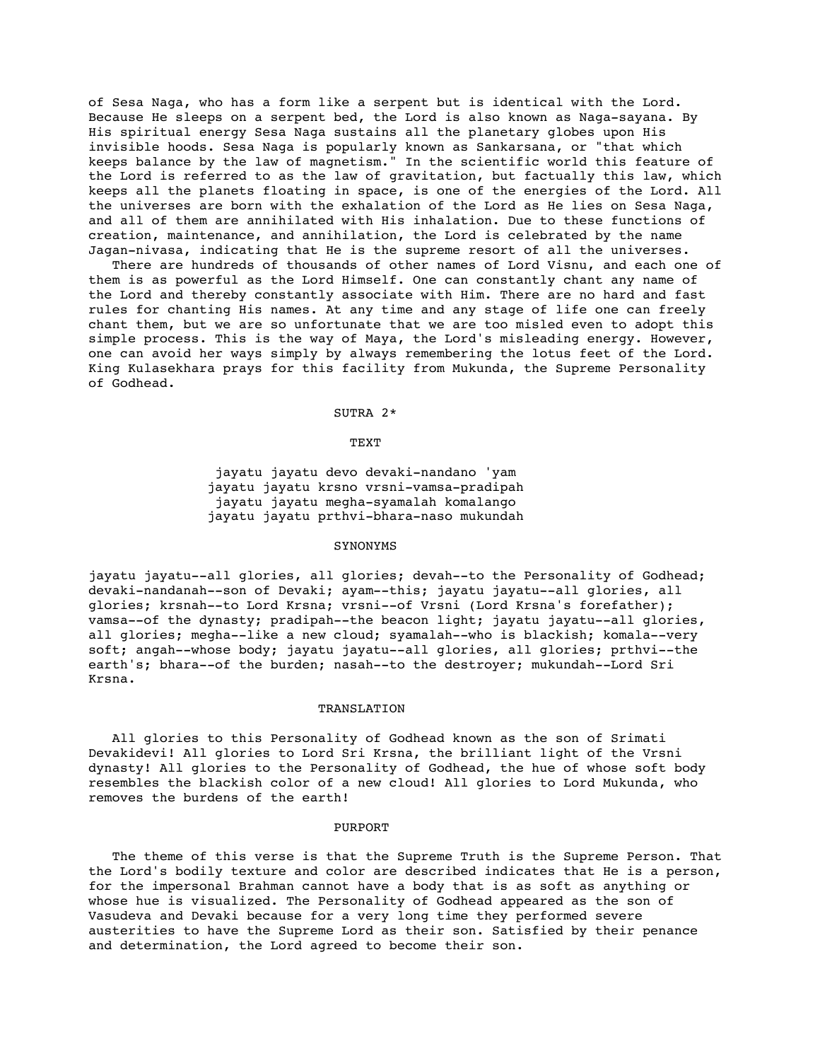of Sesa Naga, who has a form like a serpent but is identical with the Lord. Because He sleeps on a serpent bed, the Lord is also known as Naga-sayana. By His spiritual energy Sesa Naga sustains all the planetary globes upon His invisible hoods. Sesa Naga is popularly known as Sankarsana, or "that which keeps balance by the law of magnetism." In the scientific world this feature of the Lord is referred to as the law of gravitation, but factually this law, which keeps all the planets floating in space, is one of the energies of the Lord. All the universes are born with the exhalation of the Lord as He lies on Sesa Naga, and all of them are annihilated with His inhalation. Due to these functions of creation, maintenance, and annihilation, the Lord is celebrated by the name Jagan-nivasa, indicating that He is the supreme resort of all the universes.

There are hundreds of thousands of other names of Lord Visnu, and each one of them is as powerful as the Lord Himself. One can constantly chant any name of the Lord and thereby constantly associate with Him. There are no hard and fast rules for chanting His names. At any time and any stage of life one can freely chant them, but we are so unfortunate that we are too misled even to adopt this simple process. This is the way of Maya, the Lord's misleading energy. However, one can avoid her ways simply by always remembering the lotus feet of the Lord. King Kulasekhara prays for this facility from Mukunda, the Supreme Personality of Godhead.

## SUTRA 2*

### TEXT

jayatu jayatu devo devaki-nandano 'yam
jayatu jayatu krsno vrsni-vamsa-pradipah
jayatu jayatu megha-syamalah komalango
jayatu jayatu prthvi-bhara-naso mukundah

### SYNONYMS

jayatu jayatu--all glories, all glories; devah--to the Personality of Godhead; devaki-nandanah--son of Devaki; ayam--this; jayatu jayatu--all glories, all glories; krsnah--to Lord Krsna; vrsni--of Vrsni (Lord Krsna's forefather); vamsa--of the dynasty; pradipah--the beacon light; jayatu jayatu--all glories, all glories; megha--like a new cloud; syamalah--who is blackish; komala--very soft; angah--whose body; jayatu jayatu--all glories, all glories; prthvi--the earth's; bhara--of the burden; nasah--to the destroyer; mukundah--Lord Sri Krsna.

### TRANSLATION

All glories to this Personality of Godhead known as the son of Srimati Devakidevi! All glories to Lord Sri Krsna, the brilliant light of the Vrsni dynasty! All glories to the Personality of Godhead, the hue of whose soft body resembles the blackish color of a new cloud! All glories to Lord Mukunda, who removes the burdens of the earth!

### PURPORT

The theme of this verse is that the Supreme Truth is the Supreme Person. That the Lord's bodily texture and color are described indicates that He is a person, for the impersonal Brahman cannot have a body that is as soft as anything or whose hue is visualized. The Personality of Godhead appeared as the son of Vasudeva and Devaki because for a very long time they performed severe austerities to have the Supreme Lord as their son. Satisfied by their penance and determination, the Lord agreed to become their son.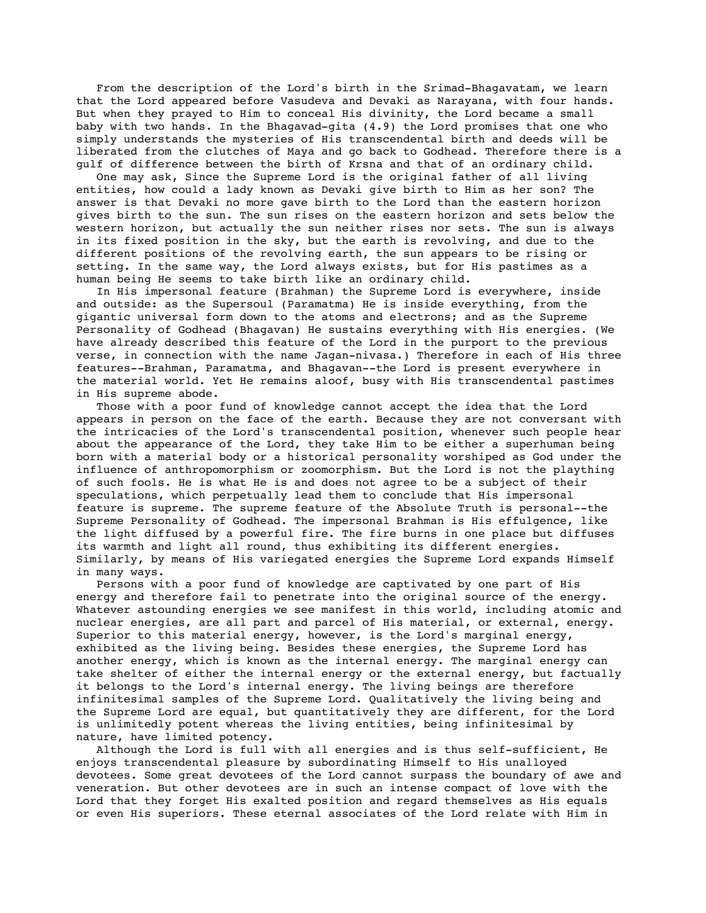From the description of the Lord's birth in the Srimad-Bhagavatam, we learn that the Lord appeared before Vasudeva and Devaki as Narayana, with four hands. But when they prayed to Him to conceal His divinity, the Lord became a small baby with two hands. In the Bhagavad-gita (4.9) the Lord promises that one who simply understands the mysteries of His transcendental birth and deeds will be liberated from the clutches of Maya and go back to Godhead. Therefore there is a gulf of difference between the birth of Krsna and that of an ordinary child.

One may ask, Since the Supreme Lord is the original father of all living entities, how could a lady known as Devaki give birth to Him as her son? The answer is that Devaki no more gave birth to the Lord than the eastern horizon gives birth to the sun. The sun rises on the eastern horizon and sets below the western horizon, but actually the sun neither rises nor sets. The sun is always in its fixed position in the sky, but the earth is revolving, and due to the different positions of the revolving earth, the sun appears to be rising or setting. In the same way, the Lord always exists, but for His pastimes as a human being He seems to take birth like an ordinary child.

In His impersonal feature (Brahman) the Supreme Lord is everywhere, inside and outside: as the Supersoul (Paramatma) He is inside everything, from the gigantic universal form down to the atoms and electrons; and as the Supreme Personality of Godhead (Bhagavan) He sustains everything with His energies. (We have already described this feature of the Lord in the purport to the previous verse, in connection with the name Jagan-nivasa.) Therefore in each of His three features--Brahman, Paramatma, and Bhagavan--the Lord is present everywhere in the material world. Yet He remains aloof, busy with His transcendental pastimes in His supreme abode.

Those with a poor fund of knowledge cannot accept the idea that the Lord appears in person on the face of the earth. Because they are not conversant with the intricacies of the Lord's transcendental position, whenever such people hear about the appearance of the Lord, they take Him to be either a superhuman being born with a material body or a historical personality worshiped as God under the influence of anthropomorphism or zoomorphism. But the Lord is not the plaything of such fools. He is what He is and does not agree to be a subject of their speculations, which perpetually lead them to conclude that His impersonal feature is supreme. The supreme feature of the Absolute Truth is personal--the Supreme Personality of Godhead. The impersonal Brahman is His effulgence, like the light diffused by a powerful fire. The fire burns in one place but diffuses its warmth and light all round, thus exhibiting its different energies. Similarly, by means of His variegated energies the Supreme Lord expands Himself in many ways.

Persons with a poor fund of knowledge are captivated by one part of His energy and therefore fail to penetrate into the original source of the energy. Whatever astounding energies we see manifest in this world, including atomic and nuclear energies, are all part and parcel of His material, or external, energy. Superior to this material energy, however, is the Lord's marginal energy, exhibited as the living being. Besides these energies, the Supreme Lord has another energy, which is known as the internal energy. The marginal energy can take shelter of either the internal energy or the external energy, but factually it belongs to the Lord's internal energy. The living beings are therefore infinitesimal samples of the Supreme Lord. Qualitatively the living being and the Supreme Lord are equal, but quantitatively they are different, for the Lord is unlimitedly potent whereas the living entities, being infinitesimal by nature, have limited potency.

Although the Lord is full with all energies and is thus self-sufficient, He enjoys transcendental pleasure by subordinating Himself to His unalloyed devotees. Some great devotees of the Lord cannot surpass the boundary of awe and veneration. But other devotees are in such an intense compact of love with the Lord that they forget His exalted position and regard themselves as His equals or even His superiors. These eternal associates of the Lord relate with Him in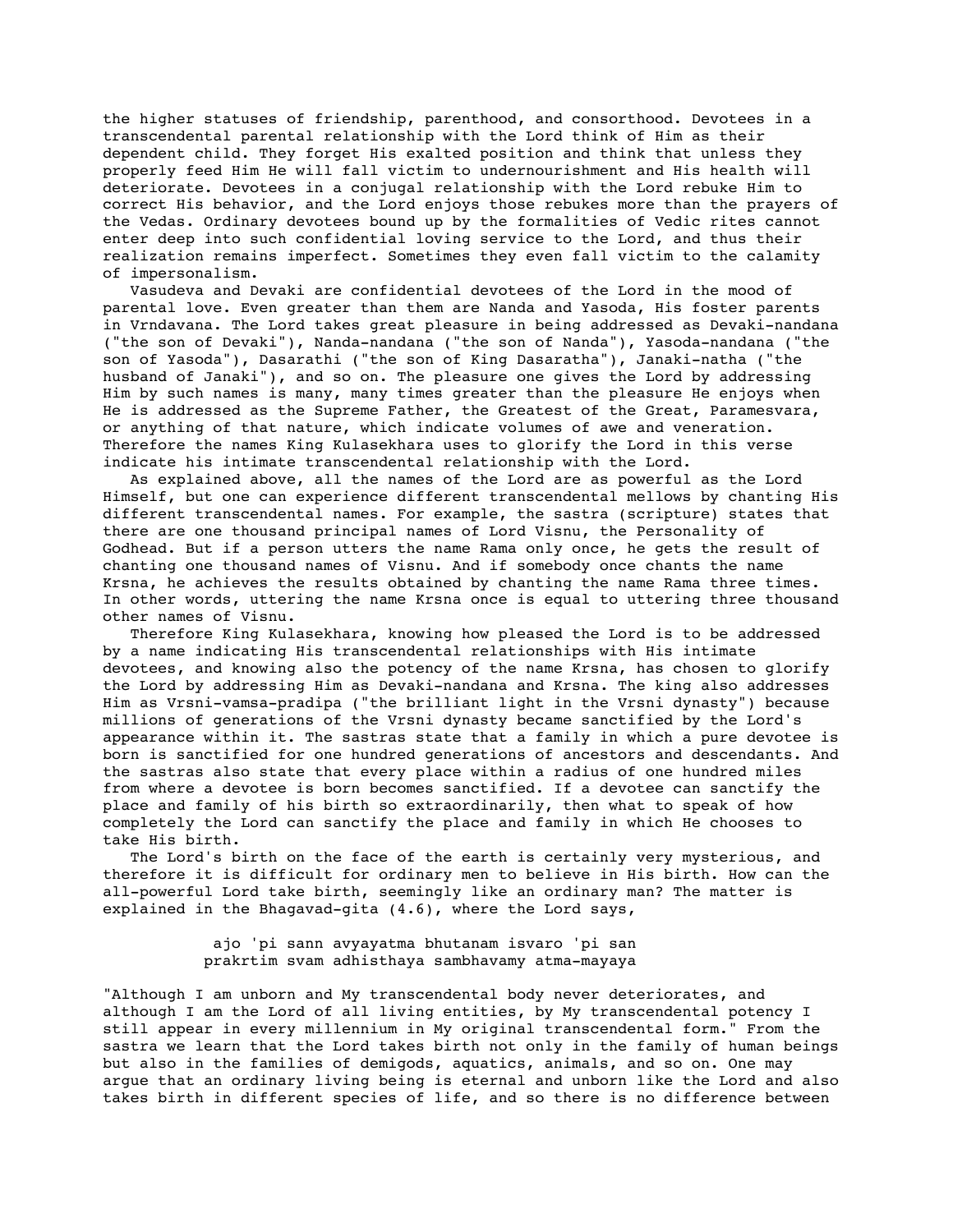the higher statuses of friendship, parenthood, and consorthood. Devotees in a transcendental parental relationship with the Lord think of Him as their dependent child. They forget His exalted position and think that unless they properly feed Him He will fall victim to undernourishment and His health will deteriorate. Devotees in a conjugal relationship with the Lord rebuke Him to correct His behavior, and the Lord enjoys those rebukes more than the prayers of the Vedas. Ordinary devotees bound up by the formalities of Vedic rites cannot enter deep into such confidential loving service to the Lord, and thus their realization remains imperfect. Sometimes they even fall victim to the calamity of impersonalism.

Vasudeva and Devaki are confidential devotees of the Lord in the mood of parental love. Even greater than them are Nanda and Yasoda, His foster parents in Vrndavana. The Lord takes great pleasure in being addressed as Devaki-nandana ("the son of Devaki"), Nanda-nandana ("the son of Nanda"), Yasoda-nandana ("the son of Yasoda"), Dasarathi ("the son of King Dasaratha"), Janaki-natha ("the husband of Janaki"), and so on. The pleasure one gives the Lord by addressing Him by such names is many, many times greater than the pleasure He enjoys when He is addressed as the Supreme Father, the Greatest of the Great, Paramesvara, or anything of that nature, which indicate volumes of awe and veneration. Therefore the names King Kulasekhara uses to glorify the Lord in this verse indicate his intimate transcendental relationship with the Lord.

As explained above, all the names of the Lord are as powerful as the Lord Himself, but one can experience different transcendental mellows by chanting His different transcendental names. For example, the sastra (scripture) states that there are one thousand principal names of Lord Visnu, the Personality of Godhead. But if a person utters the name Rama only once, he gets the result of chanting one thousand names of Visnu. And if somebody once chants the name Krsna, he achieves the results obtained by chanting the name Rama three times. In other words, uttering the name Krsna once is equal to uttering three thousand other names of Visnu.

Therefore King Kulasekhara, knowing how pleased the Lord is to be addressed by a name indicating His transcendental relationships with His intimate devotees, and knowing also the potency of the name Krsna, has chosen to glorify the Lord by addressing Him as Devaki-nandana and Krsna. The king also addresses Him as Vrsni-vamsa-pradipa ("the brilliant light in the Vrsni dynasty") because millions of generations of the Vrsni dynasty became sanctified by the Lord's appearance within it. The sastras state that a family in which a pure devotee is born is sanctified for one hundred generations of ancestors and descendants. And the sastras also state that every place within a radius of one hundred miles from where a devotee is born becomes sanctified. If a devotee can sanctify the place and family of his birth so extraordinarily, then what to speak of how completely the Lord can sanctify the place and family in which He chooses to take His birth.

The Lord's birth on the face of the earth is certainly very mysterious, and therefore it is difficult for ordinary men to believe in His birth. How can the all-powerful Lord take birth, seemingly like an ordinary man? The matter is explained in the Bhagavad-gita (4.6), where the Lord says,

> ajo 'pi sann avyayatma bhutanam isvaro 'pi san
> prakrtim svam adhisthaya sambhavamy atma-mayaya

"Although I am unborn and My transcendental body never deteriorates, and although I am the Lord of all living entities, by My transcendental potency I still appear in every millennium in My original transcendental form." From the sastra we learn that the Lord takes birth not only in the family of human beings but also in the families of demigods, aquatics, animals, and so on. One may argue that an ordinary living being is eternal and unborn like the Lord and also takes birth in different species of life, and so there is no difference between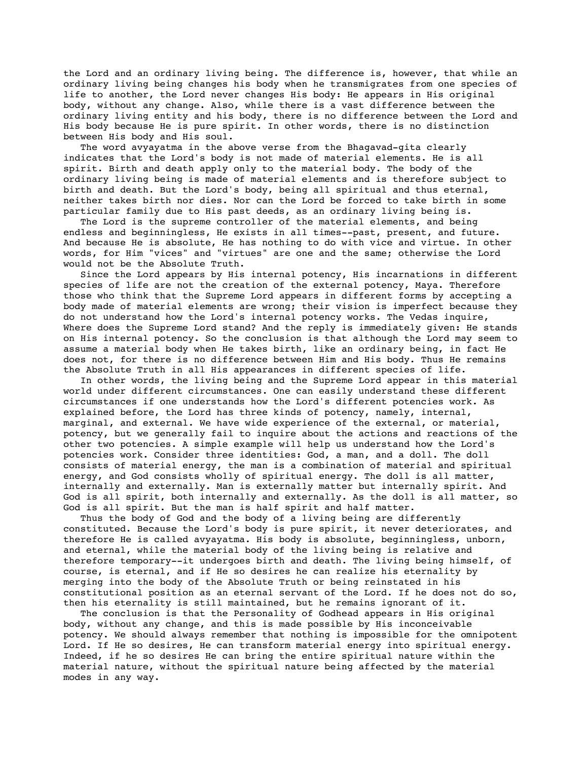the Lord and an ordinary living being. The difference is, however, that while an ordinary living being changes his body when he transmigrates from one species of life to another, the Lord never changes His body: He appears in His original body, without any change. Also, while there is a vast difference between the ordinary living entity and his body, there is no difference between the Lord and His body because He is pure spirit. In other words, there is no distinction between His body and His soul.

The word avyayatma in the above verse from the Bhagavad-gita clearly indicates that the Lord's body is not made of material elements. He is all spirit. Birth and death apply only to the material body. The body of the ordinary living being is made of material elements and is therefore subject to birth and death. But the Lord's body, being all spiritual and thus eternal, neither takes birth nor dies. Nor can the Lord be forced to take birth in some particular family due to His past deeds, as an ordinary living being is.

The Lord is the supreme controller of the material elements, and being endless and beginningless, He exists in all times--past, present, and future. And because He is absolute, He has nothing to do with vice and virtue. In other words, for Him "vices" and "virtues" are one and the same; otherwise the Lord would not be the Absolute Truth.

Since the Lord appears by His internal potency, His incarnations in different species of life are not the creation of the external potency, Maya. Therefore those who think that the Supreme Lord appears in different forms by accepting a body made of material elements are wrong; their vision is imperfect because they do not understand how the Lord's internal potency works. The Vedas inquire, Where does the Supreme Lord stand? And the reply is immediately given: He stands on His internal potency. So the conclusion is that although the Lord may seem to assume a material body when He takes birth, like an ordinary being, in fact He does not, for there is no difference between Him and His body. Thus He remains the Absolute Truth in all His appearances in different species of life.

In other words, the living being and the Supreme Lord appear in this material world under different circumstances. One can easily understand these different circumstances if one understands how the Lord's different potencies work. As explained before, the Lord has three kinds of potency, namely, internal, marginal, and external. We have wide experience of the external, or material, potency, but we generally fail to inquire about the actions and reactions of the other two potencies. A simple example will help us understand how the Lord's potencies work. Consider three identities: God, a man, and a doll. The doll consists of material energy, the man is a combination of material and spiritual energy, and God consists wholly of spiritual energy. The doll is all matter, internally and externally. Man is externally matter but internally spirit. And God is all spirit, both internally and externally. As the doll is all matter, so God is all spirit. But the man is half spirit and half matter.

Thus the body of God and the body of a living being are differently constituted. Because the Lord's body is pure spirit, it never deteriorates, and therefore He is called avyayatma. His body is absolute, beginningless, unborn, and eternal, while the material body of the living being is relative and therefore temporary--it undergoes birth and death. The living being himself, of course, is eternal, and if He so desires he can realize his eternality by merging into the body of the Absolute Truth or being reinstated in his constitutional position as an eternal servant of the Lord. If he does not do so, then his eternality is still maintained, but he remains ignorant of it.

The conclusion is that the Personality of Godhead appears in His original body, without any change, and this is made possible by His inconceivable potency. We should always remember that nothing is impossible for the omnipotent Lord. If He so desires, He can transform material energy into spiritual energy. Indeed, if he so desires He can bring the entire spiritual nature within the material nature, without the spiritual nature being affected by the material modes in any way.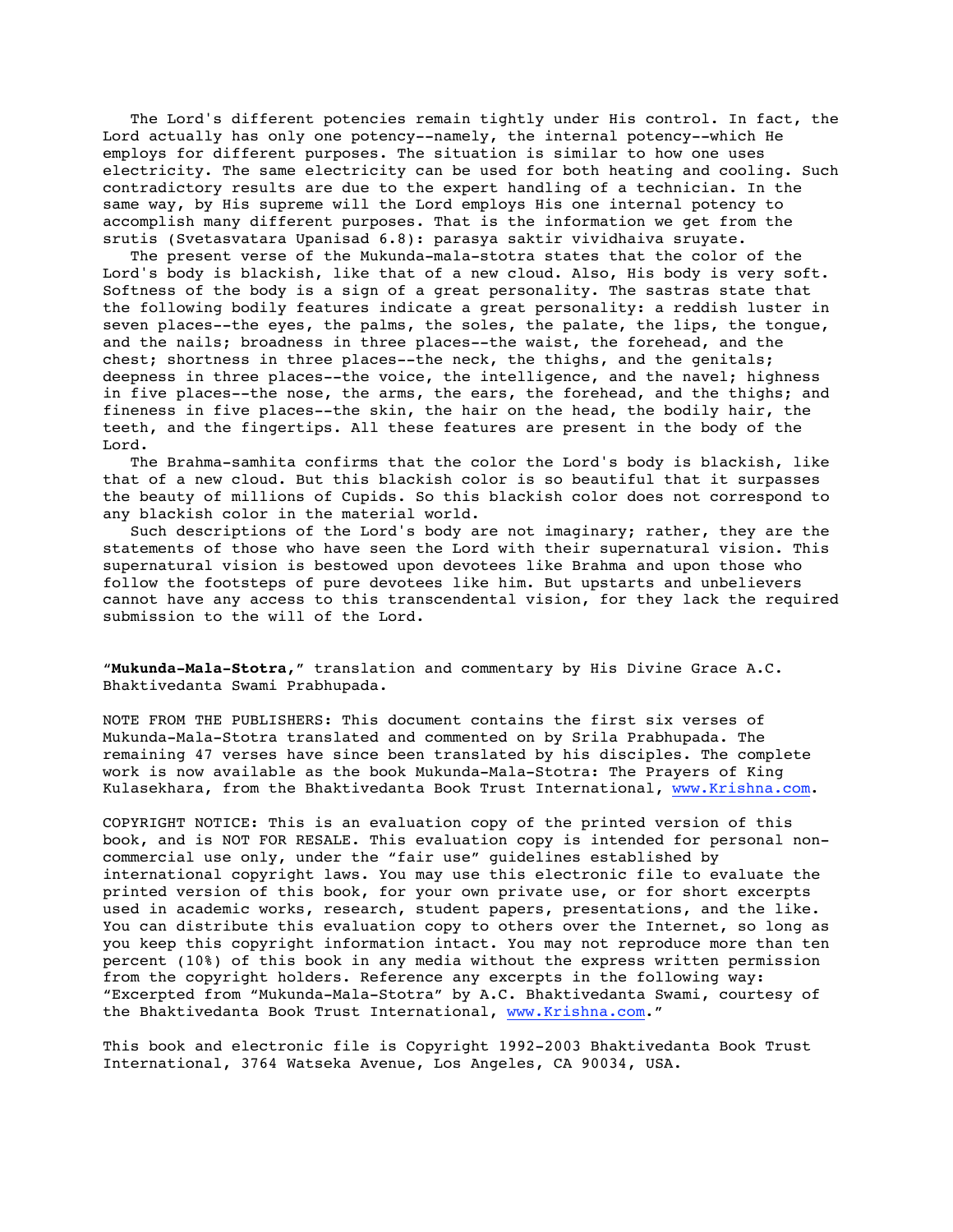The Lord's different potencies remain tightly under His control. In fact, the Lord actually has only one potency--namely, the internal potency--which He employs for different purposes. The situation is similar to how one uses electricity. The same electricity can be used for both heating and cooling. Such contradictory results are due to the expert handling of a technician. In the same way, by His supreme will the Lord employs His one internal potency to accomplish many different purposes. That is the information we get from the srutis (Svetasvatara Upanisad 6.8): parasya saktir vividhaiva sruyate.

The present verse of the Mukunda-mala-stotra states that the color of the Lord's body is blackish, like that of a new cloud. Also, His body is very soft. Softness of the body is a sign of a great personality. The sastras state that the following bodily features indicate a great personality: a reddish luster in seven places--the eyes, the palms, the soles, the palate, the lips, the tongue, and the nails; broadness in three places--the waist, the forehead, and the chest; shortness in three places--the neck, the thighs, and the genitals; deepness in three places--the voice, the intelligence, and the navel; highness in five places--the nose, the arms, the ears, the forehead, and the thighs; and fineness in five places--the skin, the hair on the head, the bodily hair, the teeth, and the fingertips. All these features are present in the body of the Lord.

The Brahma-samhita confirms that the color the Lord's body is blackish, like that of a new cloud. But this blackish color is so beautiful that it surpasses the beauty of millions of Cupids. So this blackish color does not correspond to any blackish color in the material world.

Such descriptions of the Lord's body are not imaginary; rather, they are the statements of those who have seen the Lord with their supernatural vision. This supernatural vision is bestowed upon devotees like Brahma and upon those who follow the footsteps of pure devotees like him. But upstarts and unbelievers cannot have any access to this transcendental vision, for they lack the required submission to the will of the Lord.

"**Mukunda-Mala-Stotra**," translation and commentary by His Divine Grace A.C. Bhaktivedanta Swami Prabhupada.

NOTE FROM THE PUBLISHERS: This document contains the first six verses of Mukunda-Mala-Stotra translated and commented on by Srila Prabhupada. The remaining 47 verses have since been translated by his disciples. The complete work is now available as the book Mukunda-Mala-Stotra: The Prayers of King Kulasekhara, from the Bhaktivedanta Book Trust International, www.Krishna.com.

COPYRIGHT NOTICE: This is an evaluation copy of the printed version of this book, and is NOT FOR RESALE. This evaluation copy is intended for personal non-commercial use only, under the "fair use" guidelines established by international copyright laws. You may use this electronic file to evaluate the printed version of this book, for your own private use, or for short excerpts used in academic works, research, student papers, presentations, and the like. You can distribute this evaluation copy to others over the Internet, so long as you keep this copyright information intact. You may not reproduce more than ten percent (10%) of this book in any media without the express written permission from the copyright holders. Reference any excerpts in the following way: "Excerpted from "Mukunda-Mala-Stotra" by A.C. Bhaktivedanta Swami, courtesy of the Bhaktivedanta Book Trust International, www.Krishna.com."

This book and electronic file is Copyright 1992-2003 Bhaktivedanta Book Trust International, 3764 Watseka Avenue, Los Angeles, CA 90034, USA.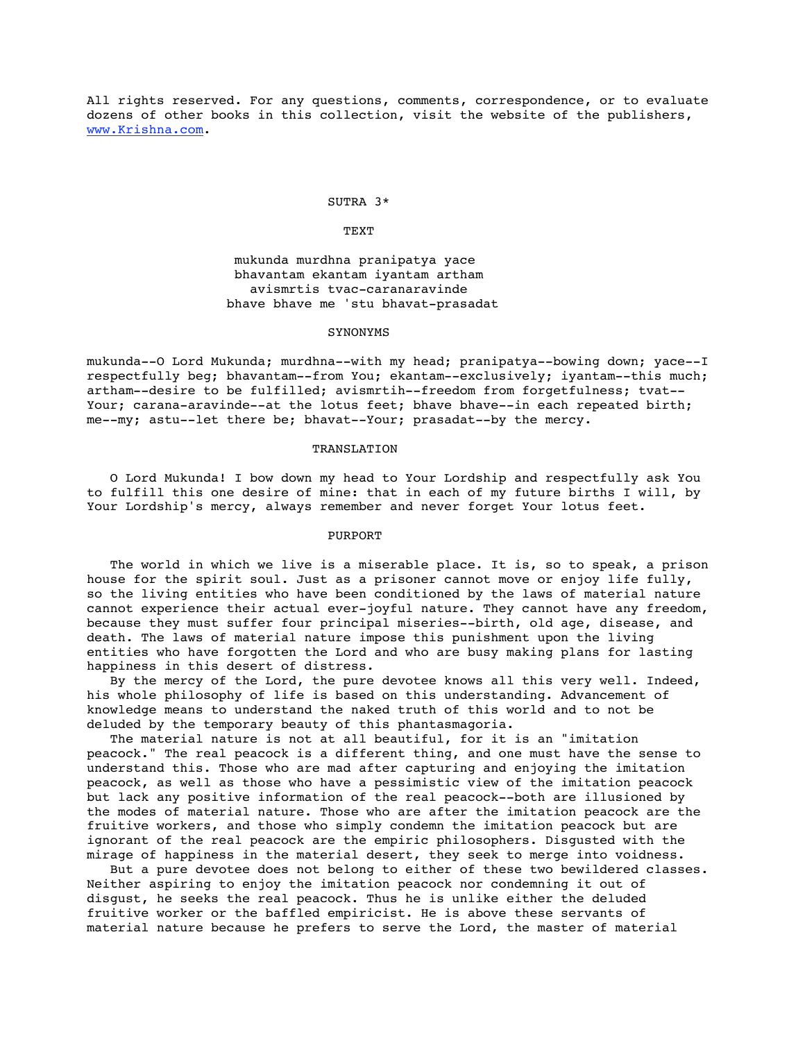All rights reserved. For any questions, comments, correspondence, or to evaluate dozens of other books in this collection, visit the website of the publishers, www.Krishna.com.

## SUTRA 3*

### TEXT

mukunda murdhna pranipatya yace
bhavantam ekantam iyantam artham
avismrtis tvac-caranaravinde
bhave bhave me 'stu bhavat-prasadat

### SYNONYMS

mukunda--O Lord Mukunda; murdhna--with my head; pranipatya--bowing down; yace--I respectfully beg; bhavantam--from You; ekantam--exclusively; iyantam--this much; artham--desire to be fulfilled; avismrtih--freedom from forgetfulness; tvat--Your; carana-aravinde--at the lotus feet; bhave bhave--in each repeated birth; me--my; astu--let there be; bhavat--Your; prasadat--by the mercy.

### TRANSLATION

O Lord Mukunda! I bow down my head to Your Lordship and respectfully ask You to fulfill this one desire of mine: that in each of my future births I will, by Your Lordship's mercy, always remember and never forget Your lotus feet.

### PURPORT

The world in which we live is a miserable place. It is, so to speak, a prison house for the spirit soul. Just as a prisoner cannot move or enjoy life fully, so the living entities who have been conditioned by the laws of material nature cannot experience their actual ever-joyful nature. They cannot have any freedom, because they must suffer four principal miseries--birth, old age, disease, and death. The laws of material nature impose this punishment upon the living entities who have forgotten the Lord and who are busy making plans for lasting happiness in this desert of distress.

By the mercy of the Lord, the pure devotee knows all this very well. Indeed, his whole philosophy of life is based on this understanding. Advancement of knowledge means to understand the naked truth of this world and to not be deluded by the temporary beauty of this phantasmagoria.

The material nature is not at all beautiful, for it is an "imitation peacock." The real peacock is a different thing, and one must have the sense to understand this. Those who are mad after capturing and enjoying the imitation peacock, as well as those who have a pessimistic view of the imitation peacock but lack any positive information of the real peacock--both are illusioned by the modes of material nature. Those who are after the imitation peacock are the fruitive workers, and those who simply condemn the imitation peacock but are ignorant of the real peacock are the empiric philosophers. Disgusted with the mirage of happiness in the material desert, they seek to merge into voidness.

But a pure devotee does not belong to either of these two bewildered classes. Neither aspiring to enjoy the imitation peacock nor condemning it out of disgust, he seeks the real peacock. Thus he is unlike either the deluded fruitive worker or the baffled empiricist. He is above these servants of material nature because he prefers to serve the Lord, the master of material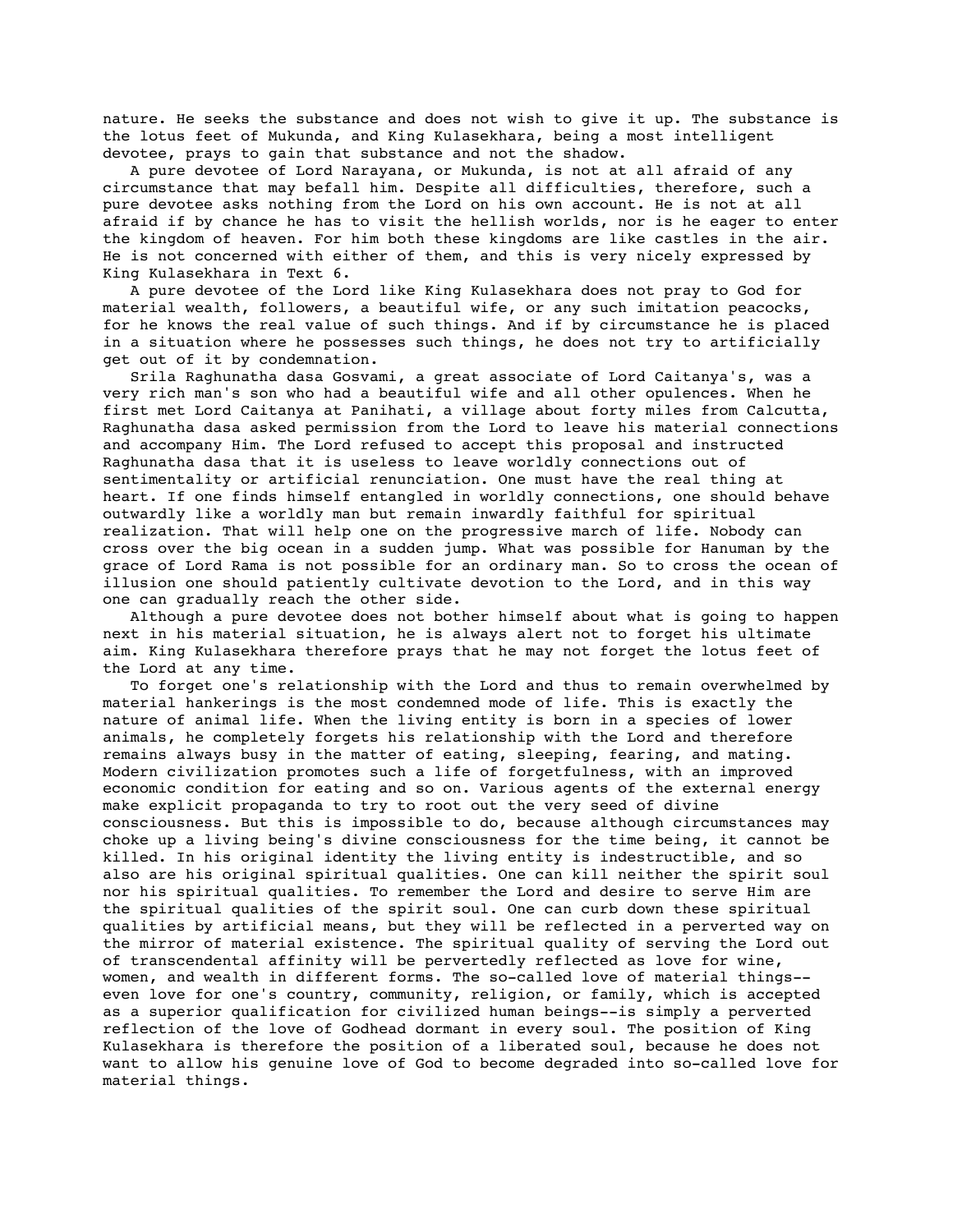nature. He seeks the substance and does not wish to give it up. The substance is the lotus feet of Mukunda, and King Kulasekhara, being a most intelligent devotee, prays to gain that substance and not the shadow.

A pure devotee of Lord Narayana, or Mukunda, is not at all afraid of any circumstance that may befall him. Despite all difficulties, therefore, such a pure devotee asks nothing from the Lord on his own account. He is not at all afraid if by chance he has to visit the hellish worlds, nor is he eager to enter the kingdom of heaven. For him both these kingdoms are like castles in the air. He is not concerned with either of them, and this is very nicely expressed by King Kulasekhara in Text 6.

A pure devotee of the Lord like King Kulasekhara does not pray to God for material wealth, followers, a beautiful wife, or any such imitation peacocks, for he knows the real value of such things. And if by circumstance he is placed in a situation where he possesses such things, he does not try to artificially get out of it by condemnation.

Srila Raghunatha dasa Gosvami, a great associate of Lord Caitanya's, was a very rich man's son who had a beautiful wife and all other opulences. When he first met Lord Caitanya at Panihati, a village about forty miles from Calcutta, Raghunatha dasa asked permission from the Lord to leave his material connections and accompany Him. The Lord refused to accept this proposal and instructed Raghunatha dasa that it is useless to leave worldly connections out of sentimentality or artificial renunciation. One must have the real thing at heart. If one finds himself entangled in worldly connections, one should behave outwardly like a worldly man but remain inwardly faithful for spiritual realization. That will help one on the progressive march of life. Nobody can cross over the big ocean in a sudden jump. What was possible for Hanuman by the grace of Lord Rama is not possible for an ordinary man. So to cross the ocean of illusion one should patiently cultivate devotion to the Lord, and in this way one can gradually reach the other side.

Although a pure devotee does not bother himself about what is going to happen next in his material situation, he is always alert not to forget his ultimate aim. King Kulasekhara therefore prays that he may not forget the lotus feet of the Lord at any time.

To forget one's relationship with the Lord and thus to remain overwhelmed by material hankerings is the most condemned mode of life. This is exactly the nature of animal life. When the living entity is born in a species of lower animals, he completely forgets his relationship with the Lord and therefore remains always busy in the matter of eating, sleeping, fearing, and mating. Modern civilization promotes such a life of forgetfulness, with an improved economic condition for eating and so on. Various agents of the external energy make explicit propaganda to try to root out the very seed of divine consciousness. But this is impossible to do, because although circumstances may choke up a living being's divine consciousness for the time being, it cannot be killed. In his original identity the living entity is indestructible, and so also are his original spiritual qualities. One can kill neither the spirit soul nor his spiritual qualities. To remember the Lord and desire to serve Him are the spiritual qualities of the spirit soul. One can curb down these spiritual qualities by artificial means, but they will be reflected in a perverted way on the mirror of material existence. The spiritual quality of serving the Lord out of transcendental affinity will be pervertedly reflected as love for wine, women, and wealth in different forms. The so-called love of material things--even love for one's country, community, religion, or family, which is accepted as a superior qualification for civilized human beings--is simply a perverted reflection of the love of Godhead dormant in every soul. The position of King Kulasekhara is therefore the position of a liberated soul, because he does not want to allow his genuine love of God to become degraded into so-called love for material things.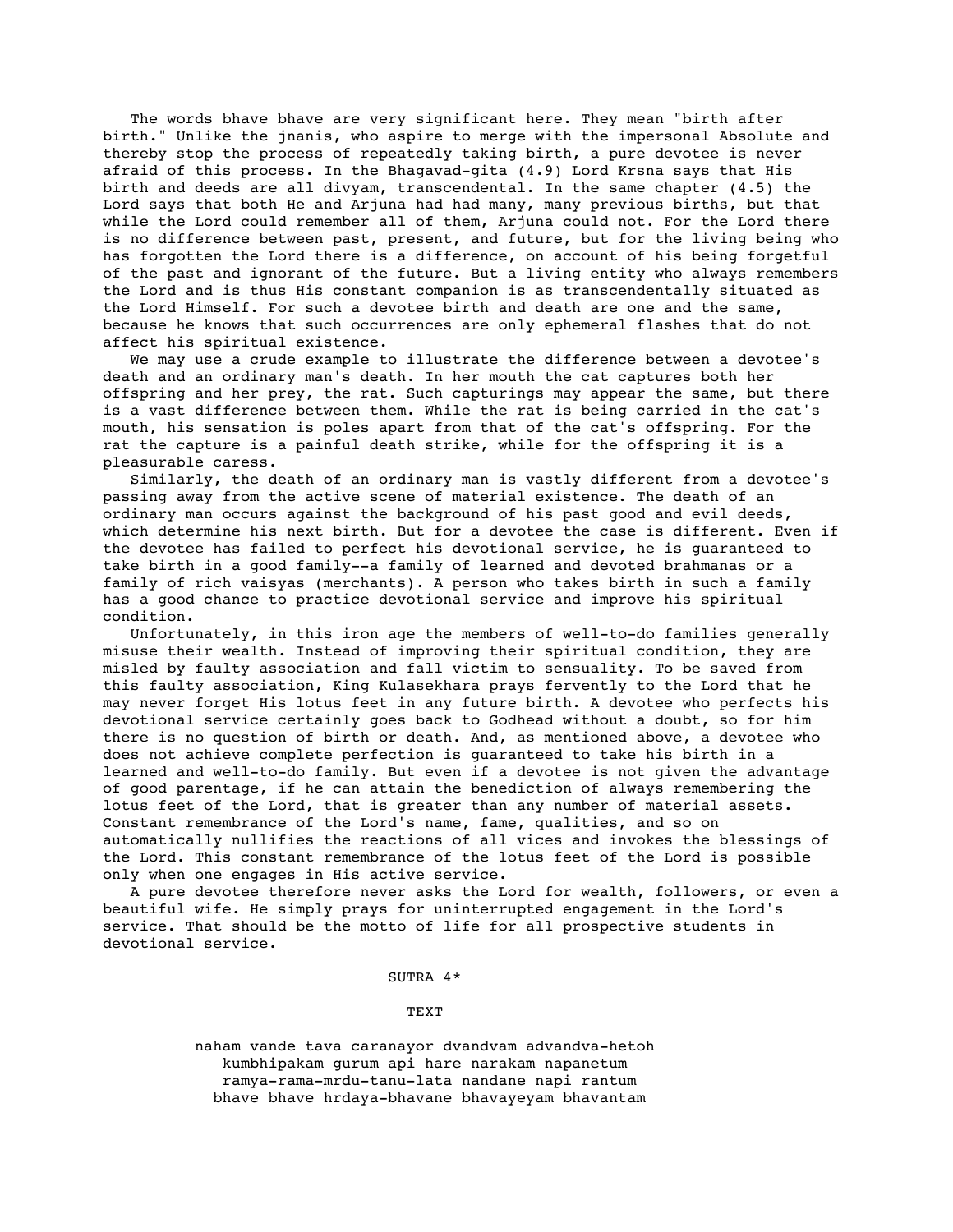The words bhave bhave are very significant here. They mean "birth after birth." Unlike the jnanis, who aspire to merge with the impersonal Absolute and thereby stop the process of repeatedly taking birth, a pure devotee is never afraid of this process. In the Bhagavad-gita (4.9) Lord Krsna says that His birth and deeds are all divyam, transcendental. In the same chapter (4.5) the Lord says that both He and Arjuna had had many, many previous births, but that while the Lord could remember all of them, Arjuna could not. For the Lord there is no difference between past, present, and future, but for the living being who has forgotten the Lord there is a difference, on account of his being forgetful of the past and ignorant of the future. But a living entity who always remembers the Lord and is thus His constant companion is as transcendentally situated as the Lord Himself. For such a devotee birth and death are one and the same, because he knows that such occurrences are only ephemeral flashes that do not affect his spiritual existence.

We may use a crude example to illustrate the difference between a devotee's death and an ordinary man's death. In her mouth the cat captures both her offspring and her prey, the rat. Such capturings may appear the same, but there is a vast difference between them. While the rat is being carried in the cat's mouth, his sensation is poles apart from that of the cat's offspring. For the rat the capture is a painful death strike, while for the offspring it is a pleasurable caress.

Similarly, the death of an ordinary man is vastly different from a devotee's passing away from the active scene of material existence. The death of an ordinary man occurs against the background of his past good and evil deeds, which determine his next birth. But for a devotee the case is different. Even if the devotee has failed to perfect his devotional service, he is guaranteed to take birth in a good family--a family of learned and devoted brahmanas or a family of rich vaisyas (merchants). A person who takes birth in such a family has a good chance to practice devotional service and improve his spiritual condition.

Unfortunately, in this iron age the members of well-to-do families generally misuse their wealth. Instead of improving their spiritual condition, they are misled by faulty association and fall victim to sensuality. To be saved from this faulty association, King Kulasekhara prays fervently to the Lord that he may never forget His lotus feet in any future birth. A devotee who perfects his devotional service certainly goes back to Godhead without a doubt, so for him there is no question of birth or death. And, as mentioned above, a devotee who does not achieve complete perfection is guaranteed to take his birth in a learned and well-to-do family. But even if a devotee is not given the advantage of good parentage, if he can attain the benediction of always remembering the lotus feet of the Lord, that is greater than any number of material assets. Constant remembrance of the Lord's name, fame, qualities, and so on automatically nullifies the reactions of all vices and invokes the blessings of the Lord. This constant remembrance of the lotus feet of the Lord is possible only when one engages in His active service.

A pure devotee therefore never asks the Lord for wealth, followers, or even a beautiful wife. He simply prays for uninterrupted engagement in the Lord's service. That should be the motto of life for all prospective students in devotional service.

## SUTRA 4*

### TEXT

naham vande tava caranayor dvandvam advandva-hetoh
kumbhipakam gurum api hare narakam napanetum
ramya-rama-mrdu-tanu-lata nandane napi rantum
bhave bhave hrdaya-bhavane bhavayeyam bhavantam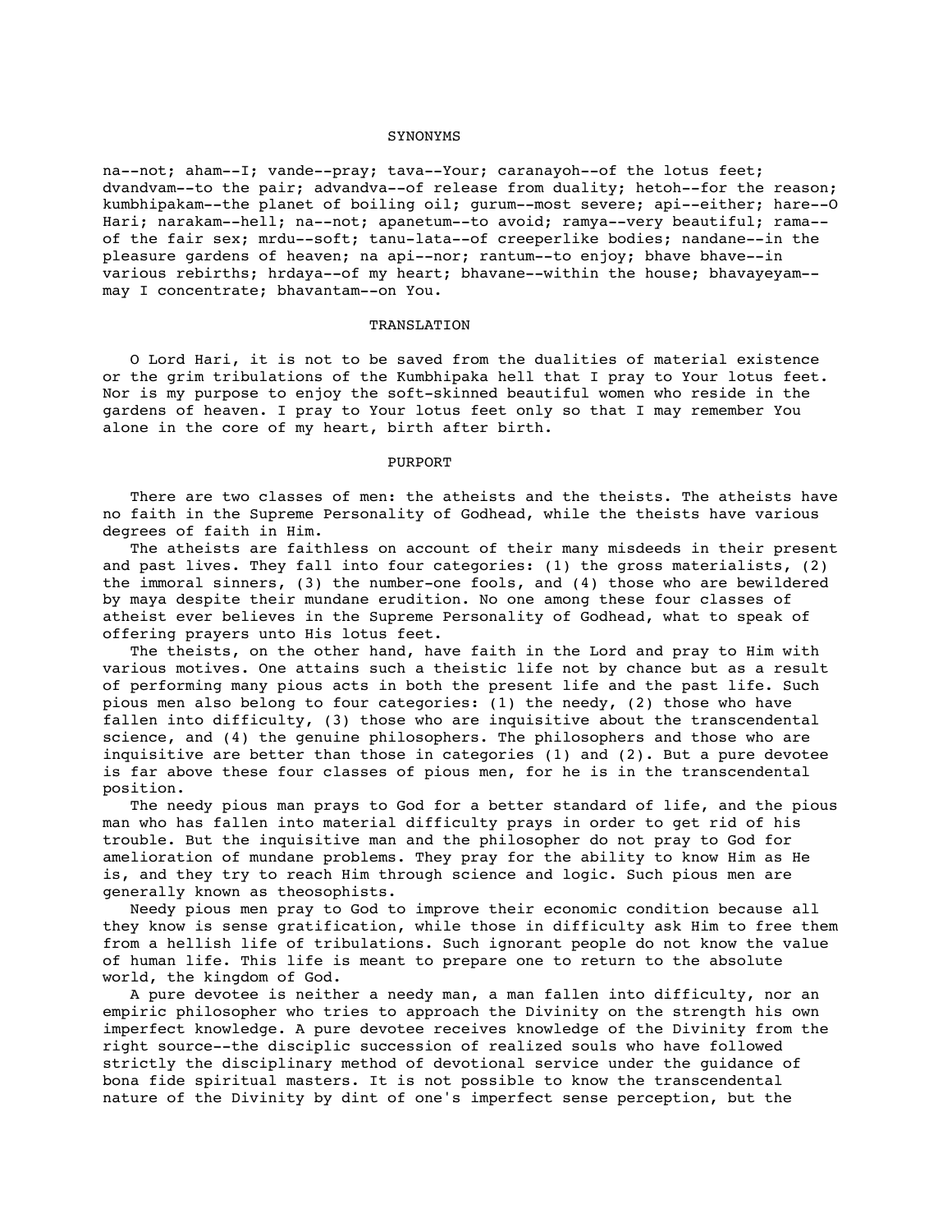## SYNONYMS

na--not; aham--I; vande--pray; tava--Your; caranayoh--of the lotus feet; dvandvam--to the pair; advandva--of release from duality; hetoh--for the reason; kumbhipakam--the planet of boiling oil; gurum--most severe; api--either; hare--O Hari; narakam--hell; na--not; apanetum--to avoid; ramya--very beautiful; rama--of the fair sex; mrdu--soft; tanu-lata--of creeperlike bodies; nandane--in the pleasure gardens of heaven; na api--nor; rantum--to enjoy; bhave bhave--in various rebirths; hrdaya--of my heart; bhavane--within the house; bhavayeyam--may I concentrate; bhavantam--on You.

## TRANSLATION

O Lord Hari, it is not to be saved from the dualities of material existence or the grim tribulations of the Kumbhipaka hell that I pray to Your lotus feet. Nor is my purpose to enjoy the soft-skinned beautiful women who reside in the gardens of heaven. I pray to Your lotus feet only so that I may remember You alone in the core of my heart, birth after birth.

## PURPORT

There are two classes of men: the atheists and the theists. The atheists have no faith in the Supreme Personality of Godhead, while the theists have various degrees of faith in Him.

The atheists are faithless on account of their many misdeeds in their present and past lives. They fall into four categories: (1) the gross materialists, (2) the immoral sinners, (3) the number-one fools, and (4) those who are bewildered by maya despite their mundane erudition. No one among these four classes of atheist ever believes in the Supreme Personality of Godhead, what to speak of offering prayers unto His lotus feet.

The theists, on the other hand, have faith in the Lord and pray to Him with various motives. One attains such a theistic life not by chance but as a result of performing many pious acts in both the present life and the past life. Such pious men also belong to four categories: (1) the needy, (2) those who have fallen into difficulty, (3) those who are inquisitive about the transcendental science, and (4) the genuine philosophers. The philosophers and those who are inquisitive are better than those in categories (1) and (2). But a pure devotee is far above these four classes of pious men, for he is in the transcendental position.

The needy pious man prays to God for a better standard of life, and the pious man who has fallen into material difficulty prays in order to get rid of his trouble. But the inquisitive man and the philosopher do not pray to God for amelioration of mundane problems. They pray for the ability to know Him as He is, and they try to reach Him through science and logic. Such pious men are generally known as theosophists.

Needy pious men pray to God to improve their economic condition because all they know is sense gratification, while those in difficulty ask Him to free them from a hellish life of tribulations. Such ignorant people do not know the value of human life. This life is meant to prepare one to return to the absolute world, the kingdom of God.

A pure devotee is neither a needy man, a man fallen into difficulty, nor an empiric philosopher who tries to approach the Divinity on the strength his own imperfect knowledge. A pure devotee receives knowledge of the Divinity from the right source--the disciplic succession of realized souls who have followed strictly the disciplinary method of devotional service under the guidance of bona fide spiritual masters. It is not possible to know the transcendental nature of the Divinity by dint of one's imperfect sense perception, but the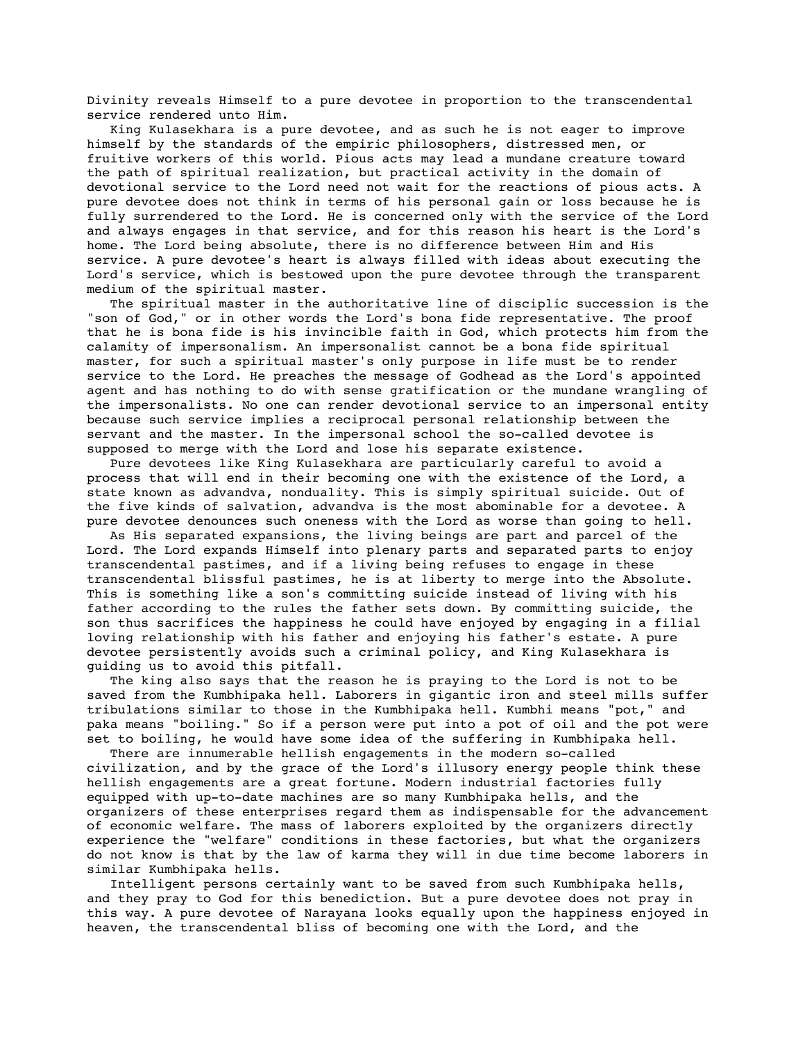Divinity reveals Himself to a pure devotee in proportion to the transcendental service rendered unto Him.

King Kulasekhara is a pure devotee, and as such he is not eager to improve himself by the standards of the empiric philosophers, distressed men, or fruitive workers of this world. Pious acts may lead a mundane creature toward the path of spiritual realization, but practical activity in the domain of devotional service to the Lord need not wait for the reactions of pious acts. A pure devotee does not think in terms of his personal gain or loss because he is fully surrendered to the Lord. He is concerned only with the service of the Lord and always engages in that service, and for this reason his heart is the Lord's home. The Lord being absolute, there is no difference between Him and His service. A pure devotee's heart is always filled with ideas about executing the Lord's service, which is bestowed upon the pure devotee through the transparent medium of the spiritual master.

The spiritual master in the authoritative line of disciplic succession is the "son of God," or in other words the Lord's bona fide representative. The proof that he is bona fide is his invincible faith in God, which protects him from the calamity of impersonalism. An impersonalist cannot be a bona fide spiritual master, for such a spiritual master's only purpose in life must be to render service to the Lord. He preaches the message of Godhead as the Lord's appointed agent and has nothing to do with sense gratification or the mundane wrangling of the impersonalists. No one can render devotional service to an impersonal entity because such service implies a reciprocal personal relationship between the servant and the master. In the impersonal school the so-called devotee is supposed to merge with the Lord and lose his separate existence.

Pure devotees like King Kulasekhara are particularly careful to avoid a process that will end in their becoming one with the existence of the Lord, a state known as advandva, nonduality. This is simply spiritual suicide. Out of the five kinds of salvation, advandva is the most abominable for a devotee. A pure devotee denounces such oneness with the Lord as worse than going to hell.

As His separated expansions, the living beings are part and parcel of the Lord. The Lord expands Himself into plenary parts and separated parts to enjoy transcendental pastimes, and if a living being refuses to engage in these transcendental blissful pastimes, he is at liberty to merge into the Absolute. This is something like a son's committing suicide instead of living with his father according to the rules the father sets down. By committing suicide, the son thus sacrifices the happiness he could have enjoyed by engaging in a filial loving relationship with his father and enjoying his father's estate. A pure devotee persistently avoids such a criminal policy, and King Kulasekhara is guiding us to avoid this pitfall.

The king also says that the reason he is praying to the Lord is not to be saved from the Kumbhipaka hell. Laborers in gigantic iron and steel mills suffer tribulations similar to those in the Kumbhipaka hell. Kumbhi means "pot," and paka means "boiling." So if a person were put into a pot of oil and the pot were set to boiling, he would have some idea of the suffering in Kumbhipaka hell.

There are innumerable hellish engagements in the modern so-called civilization, and by the grace of the Lord's illusory energy people think these hellish engagements are a great fortune. Modern industrial factories fully equipped with up-to-date machines are so many Kumbhipaka hells, and the organizers of these enterprises regard them as indispensable for the advancement of economic welfare. The mass of laborers exploited by the organizers directly experience the "welfare" conditions in these factories, but what the organizers do not know is that by the law of karma they will in due time become laborers in similar Kumbhipaka hells.

Intelligent persons certainly want to be saved from such Kumbhipaka hells, and they pray to God for this benediction. But a pure devotee does not pray in this way. A pure devotee of Narayana looks equally upon the happiness enjoyed in heaven, the transcendental bliss of becoming one with the Lord, and the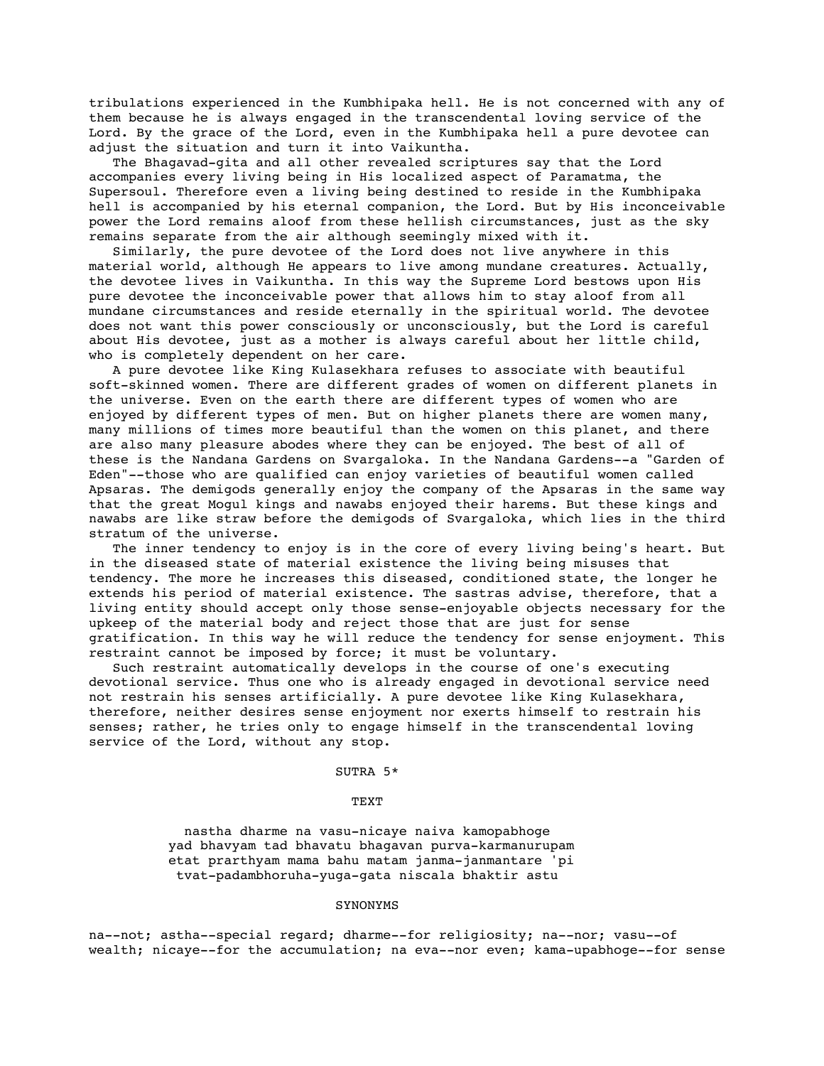tribulations experienced in the Kumbhipaka hell. He is not concerned with any of them because he is always engaged in the transcendental loving service of the Lord. By the grace of the Lord, even in the Kumbhipaka hell a pure devotee can adjust the situation and turn it into Vaikuntha.

The Bhagavad-gita and all other revealed scriptures say that the Lord accompanies every living being in His localized aspect of Paramatma, the Supersoul. Therefore even a living being destined to reside in the Kumbhipaka hell is accompanied by his eternal companion, the Lord. But by His inconceivable power the Lord remains aloof from these hellish circumstances, just as the sky remains separate from the air although seemingly mixed with it.

Similarly, the pure devotee of the Lord does not live anywhere in this material world, although He appears to live among mundane creatures. Actually, the devotee lives in Vaikuntha. In this way the Supreme Lord bestows upon His pure devotee the inconceivable power that allows him to stay aloof from all mundane circumstances and reside eternally in the spiritual world. The devotee does not want this power consciously or unconsciously, but the Lord is careful about His devotee, just as a mother is always careful about her little child, who is completely dependent on her care.

A pure devotee like King Kulasekhara refuses to associate with beautiful soft-skinned women. There are different grades of women on different planets in the universe. Even on the earth there are different types of women who are enjoyed by different types of men. But on higher planets there are women many, many millions of times more beautiful than the women on this planet, and there are also many pleasure abodes where they can be enjoyed. The best of all of these is the Nandana Gardens on Svargaloka. In the Nandana Gardens--a "Garden of Eden"--those who are qualified can enjoy varieties of beautiful women called Apsaras. The demigods generally enjoy the company of the Apsaras in the same way that the great Mogul kings and nawabs enjoyed their harems. But these kings and nawabs are like straw before the demigods of Svargaloka, which lies in the third stratum of the universe.

The inner tendency to enjoy is in the core of every living being's heart. But in the diseased state of material existence the living being misuses that tendency. The more he increases this diseased, conditioned state, the longer he extends his period of material existence. The sastras advise, therefore, that a living entity should accept only those sense-enjoyable objects necessary for the upkeep of the material body and reject those that are just for sense gratification. In this way he will reduce the tendency for sense enjoyment. This restraint cannot be imposed by force; it must be voluntary.

Such restraint automatically develops in the course of one's executing devotional service. Thus one who is already engaged in devotional service need not restrain his senses artificially. A pure devotee like King Kulasekhara, therefore, neither desires sense enjoyment nor exerts himself to restrain his senses; rather, he tries only to engage himself in the transcendental loving service of the Lord, without any stop.

## SUTRA 5*

### TEXT

nastha dharme na vasu-nicaye naiva kamopabhoge
yad bhavyam tad bhavatu bhagavan purva-karmanurupam
etat prarthyam mama bahu matam janma-janmantare 'pi
tvat-padambhoruha-yuga-gata niscala bhaktir astu

### SYNONYMS

na--not; astha--special regard; dharme--for religiosity; na--nor; vasu--of wealth; nicaye--for the accumulation; na eva--nor even; kama-upabhoge--for sense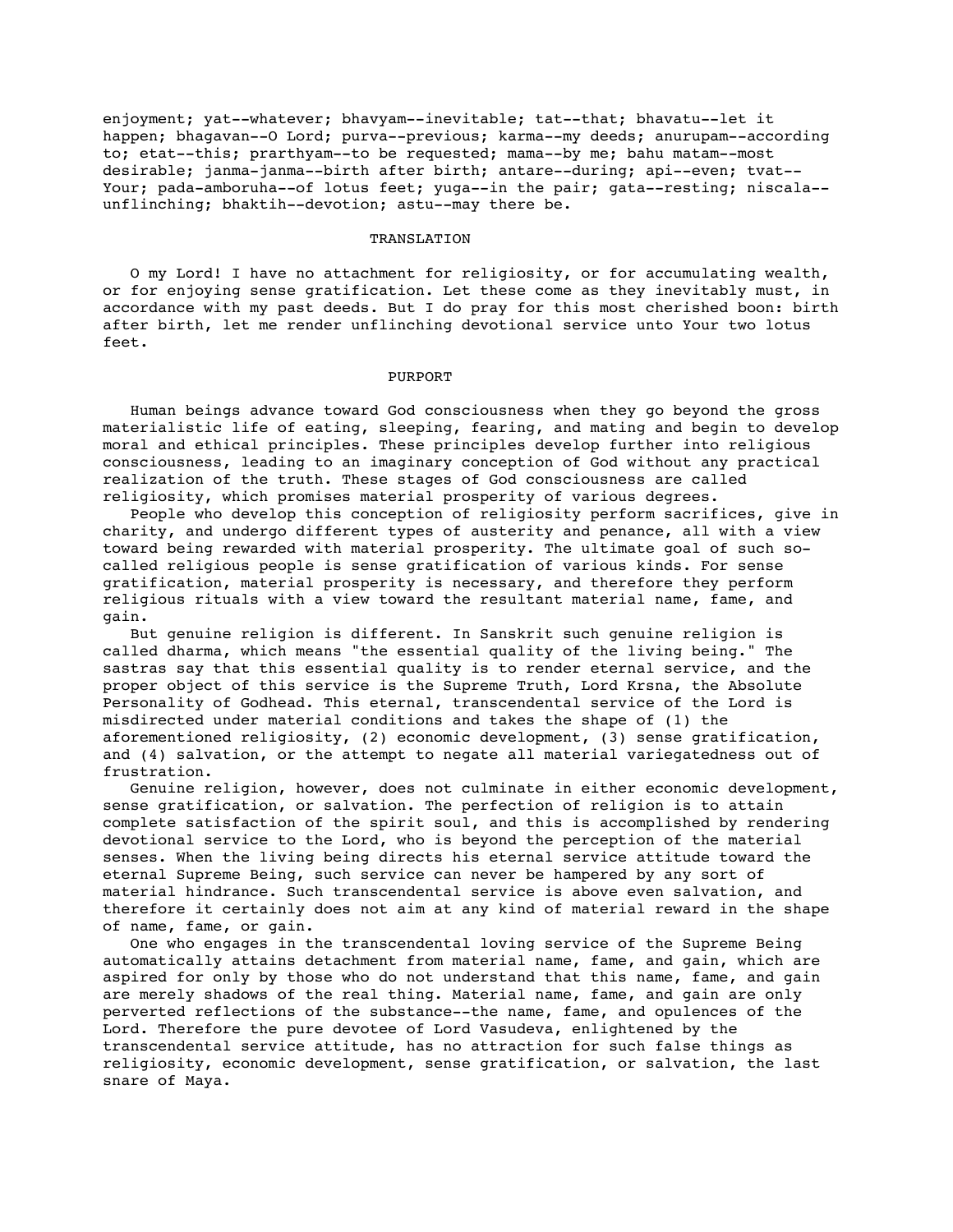enjoyment; yat--whatever; bhavyam--inevitable; tat--that; bhavatu--let it happen; bhagavan--O Lord; purva--previous; karma--my deeds; anurupam--according to; etat--this; prarthyam--to be requested; mama--by me; bahu matam--most desirable; janma-janma--birth after birth; antare--during; api--even; tvat--Your; pada-amboruha--of lotus feet; yuga--in the pair; gata--resting; niscala--unflinching; bhaktih--devotion; astu--may there be.

## TRANSLATION

O my Lord! I have no attachment for religiosity, or for accumulating wealth, or for enjoying sense gratification. Let these come as they inevitably must, in accordance with my past deeds. But I do pray for this most cherished boon: birth after birth, let me render unflinching devotional service unto Your two lotus feet.

## PURPORT

Human beings advance toward God consciousness when they go beyond the gross materialistic life of eating, sleeping, fearing, and mating and begin to develop moral and ethical principles. These principles develop further into religious consciousness, leading to an imaginary conception of God without any practical realization of the truth. These stages of God consciousness are called religiosity, which promises material prosperity of various degrees.

People who develop this conception of religiosity perform sacrifices, give in charity, and undergo different types of austerity and penance, all with a view toward being rewarded with material prosperity. The ultimate goal of such so-called religious people is sense gratification of various kinds. For sense gratification, material prosperity is necessary, and therefore they perform religious rituals with a view toward the resultant material name, fame, and gain.

But genuine religion is different. In Sanskrit such genuine religion is called dharma, which means "the essential quality of the living being." The sastras say that this essential quality is to render eternal service, and the proper object of this service is the Supreme Truth, Lord Krsna, the Absolute Personality of Godhead. This eternal, transcendental service of the Lord is misdirected under material conditions and takes the shape of (1) the aforementioned religiosity, (2) economic development, (3) sense gratification, and (4) salvation, or the attempt to negate all material variegatedness out of frustration.

Genuine religion, however, does not culminate in either economic development, sense gratification, or salvation. The perfection of religion is to attain complete satisfaction of the spirit soul, and this is accomplished by rendering devotional service to the Lord, who is beyond the perception of the material senses. When the living being directs his eternal service attitude toward the eternal Supreme Being, such service can never be hampered by any sort of material hindrance. Such transcendental service is above even salvation, and therefore it certainly does not aim at any kind of material reward in the shape of name, fame, or gain.

One who engages in the transcendental loving service of the Supreme Being automatically attains detachment from material name, fame, and gain, which are aspired for only by those who do not understand that this name, fame, and gain are merely shadows of the real thing. Material name, fame, and gain are only perverted reflections of the substance--the name, fame, and opulences of the Lord. Therefore the pure devotee of Lord Vasudeva, enlightened by the transcendental service attitude, has no attraction for such false things as religiosity, economic development, sense gratification, or salvation, the last snare of Maya.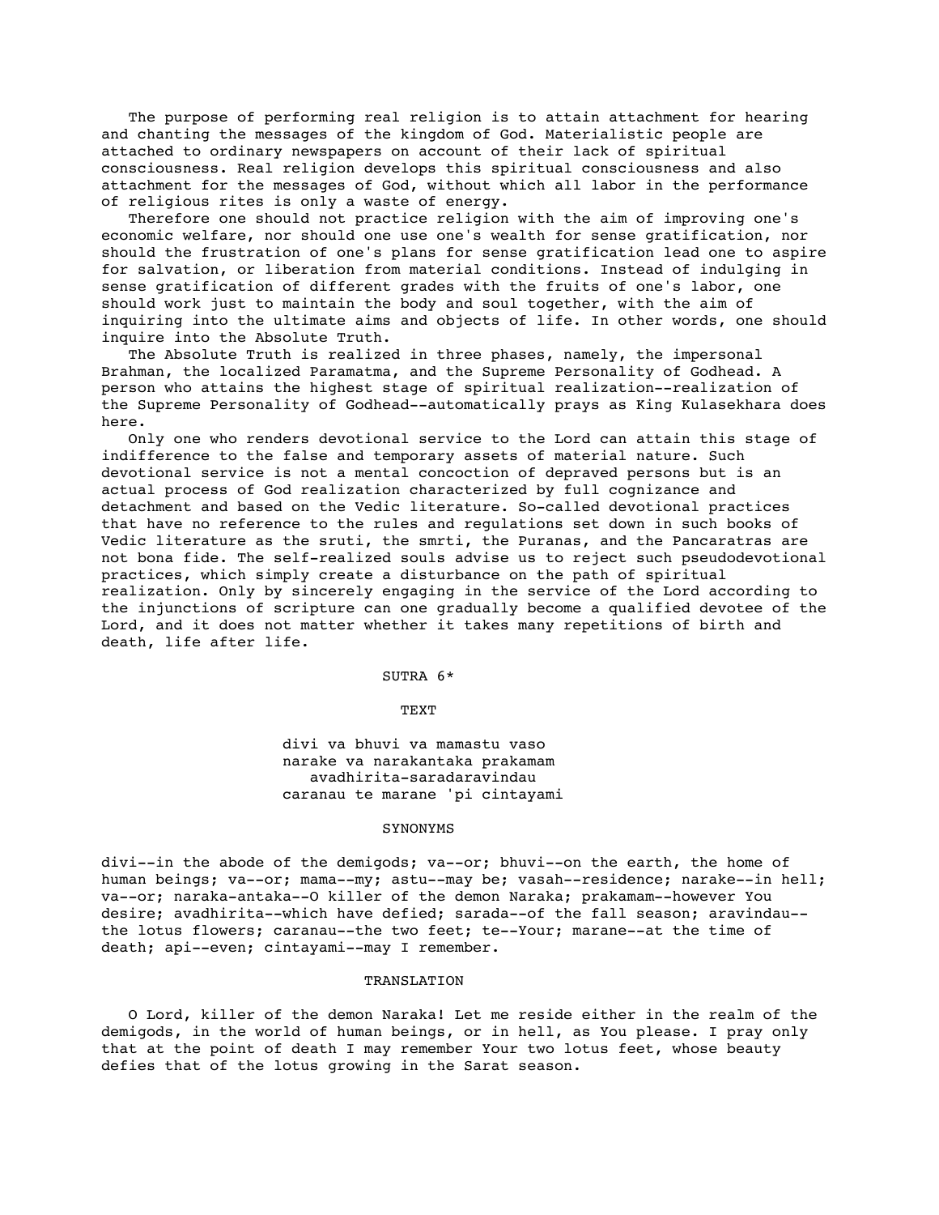The purpose of performing real religion is to attain attachment for hearing and chanting the messages of the kingdom of God. Materialistic people are attached to ordinary newspapers on account of their lack of spiritual consciousness. Real religion develops this spiritual consciousness and also attachment for the messages of God, without which all labor in the performance of religious rites is only a waste of energy.

Therefore one should not practice religion with the aim of improving one's economic welfare, nor should one use one's wealth for sense gratification, nor should the frustration of one's plans for sense gratification lead one to aspire for salvation, or liberation from material conditions. Instead of indulging in sense gratification of different grades with the fruits of one's labor, one should work just to maintain the body and soul together, with the aim of inquiring into the ultimate aims and objects of life. In other words, one should inquire into the Absolute Truth.

The Absolute Truth is realized in three phases, namely, the impersonal Brahman, the localized Paramatma, and the Supreme Personality of Godhead. A person who attains the highest stage of spiritual realization--realization of the Supreme Personality of Godhead--automatically prays as King Kulasekhara does here.

Only one who renders devotional service to the Lord can attain this stage of indifference to the false and temporary assets of material nature. Such devotional service is not a mental concoction of depraved persons but is an actual process of God realization characterized by full cognizance and detachment and based on the Vedic literature. So-called devotional practices that have no reference to the rules and regulations set down in such books of Vedic literature as the sruti, the smrti, the Puranas, and the Pancaratras are not bona fide. The self-realized souls advise us to reject such pseudodevotional practices, which simply create a disturbance on the path of spiritual realization. Only by sincerely engaging in the service of the Lord according to the injunctions of scripture can one gradually become a qualified devotee of the Lord, and it does not matter whether it takes many repetitions of birth and death, life after life.

## SUTRA 6*

### TEXT

divi va bhuvi va mamastu vaso
narake va narakantaka prakamam
avadhirita-saradaravindau
caranau te marane 'pi cintayami

### SYNONYMS

divi--in the abode of the demigods; va--or; bhuvi--on the earth, the home of human beings; va--or; mama--my; astu--may be; vasah--residence; narake--in hell; va--or; naraka-antaka--O killer of the demon Naraka; prakamam--however You desire; avadhirita--which have defied; sarada--of the fall season; aravindau--the lotus flowers; caranau--the two feet; te--Your; marane--at the time of death; api--even; cintayami--may I remember.

### TRANSLATION

O Lord, killer of the demon Naraka! Let me reside either in the realm of the demigods, in the world of human beings, or in hell, as You please. I pray only that at the point of death I may remember Your two lotus feet, whose beauty defies that of the lotus growing in the Sarat season.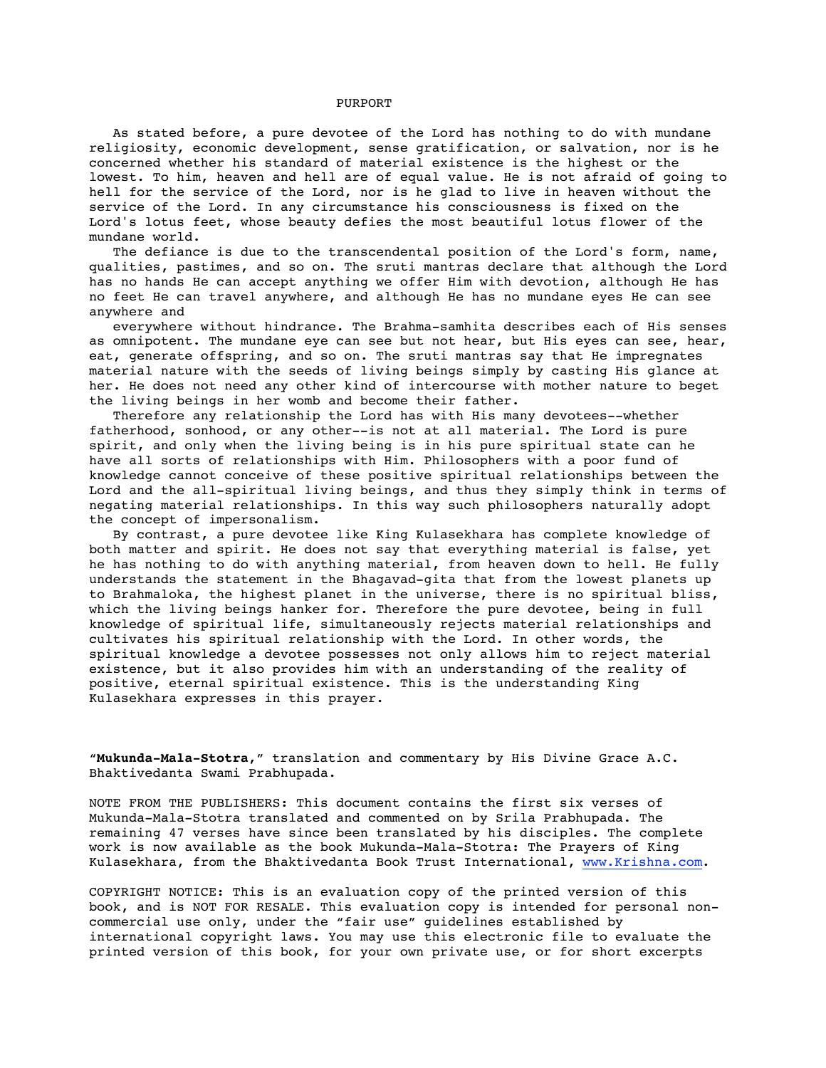## PURPORT

As stated before, a pure devotee of the Lord has nothing to do with mundane religiosity, economic development, sense gratification, or salvation, nor is he concerned whether his standard of material existence is the highest or the lowest. To him, heaven and hell are of equal value. He is not afraid of going to hell for the service of the Lord, nor is he glad to live in heaven without the service of the Lord. In any circumstance his consciousness is fixed on the Lord's lotus feet, whose beauty defies the most beautiful lotus flower of the mundane world.

The defiance is due to the transcendental position of the Lord's form, name, qualities, pastimes, and so on. The sruti mantras declare that although the Lord has no hands He can accept anything we offer Him with devotion, although He has no feet He can travel anywhere, and although He has no mundane eyes He can see anywhere and everywhere without hindrance. The Brahma-samhita describes each of His senses as omnipotent. The mundane eye can see but not hear, but His eyes can see, hear, eat, generate offspring, and so on. The sruti mantras say that He impregnates material nature with the seeds of living beings simply by casting His glance at her. He does not need any other kind of intercourse with mother nature to beget the living beings in her womb and become their father.

Therefore any relationship the Lord has with His many devotees--whether fatherhood, sonhood, or any other--is not at all material. The Lord is pure spirit, and only when the living being is in his pure spiritual state can he have all sorts of relationships with Him. Philosophers with a poor fund of knowledge cannot conceive of these positive spiritual relationships between the Lord and the all-spiritual living beings, and thus they simply think in terms of negating material relationships. In this way such philosophers naturally adopt the concept of impersonalism.

By contrast, a pure devotee like King Kulasekhara has complete knowledge of both matter and spirit. He does not say that everything material is false, yet he has nothing to do with anything material, from heaven down to hell. He fully understands the statement in the Bhagavad-gita that from the lowest planets up to Brahmaloka, the highest planet in the universe, there is no spiritual bliss, which the living beings hanker for. Therefore the pure devotee, being in full knowledge of spiritual life, simultaneously rejects material relationships and cultivates his spiritual relationship with the Lord. In other words, the spiritual knowledge a devotee possesses not only allows him to reject material existence, but it also provides him with an understanding of the reality of positive, eternal spiritual existence. This is the understanding King Kulasekhara expresses in this prayer.

"**Mukunda-Mala-Stotra**," translation and commentary by His Divine Grace A.C. Bhaktivedanta Swami Prabhupada.

NOTE FROM THE PUBLISHERS: This document contains the first six verses of Mukunda-Mala-Stotra translated and commented on by Srila Prabhupada. The remaining 47 verses have since been translated by his disciples. The complete work is now available as the book Mukunda-Mala-Stotra: The Prayers of King Kulasekhara, from the Bhaktivedanta Book Trust International, www.Krishna.com.

COPYRIGHT NOTICE: This is an evaluation copy of the printed version of this book, and is NOT FOR RESALE. This evaluation copy is intended for personal non-commercial use only, under the "fair use" guidelines established by international copyright laws. You may use this electronic file to evaluate the printed version of this book, for your own private use, or for short excerpts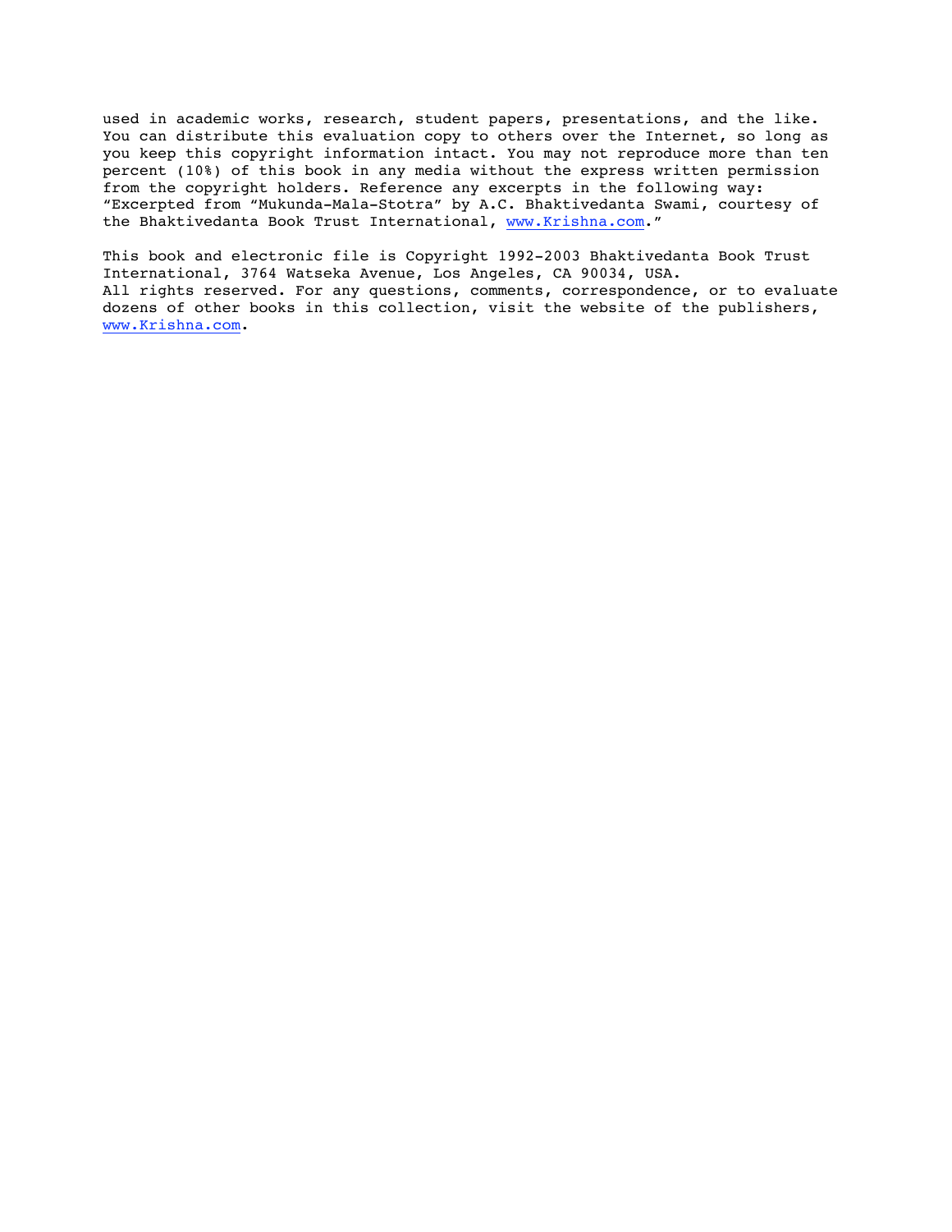used in academic works, research, student papers, presentations, and the like. You can distribute this evaluation copy to others over the Internet, so long as you keep this copyright information intact. You may not reproduce more than ten percent (10%) of this book in any media without the express written permission from the copyright holders. Reference any excerpts in the following way: "Excerpted from "Mukunda-Mala-Stotra" by A.C. Bhaktivedanta Swami, courtesy of the Bhaktivedanta Book Trust International, www.Krishna.com."

This book and electronic file is Copyright 1992-2003 Bhaktivedanta Book Trust International, 3764 Watseka Avenue, Los Angeles, CA 90034, USA.
All rights reserved. For any questions, comments, correspondence, or to evaluate dozens of other books in this collection, visit the website of the publishers, www.Krishna.com.